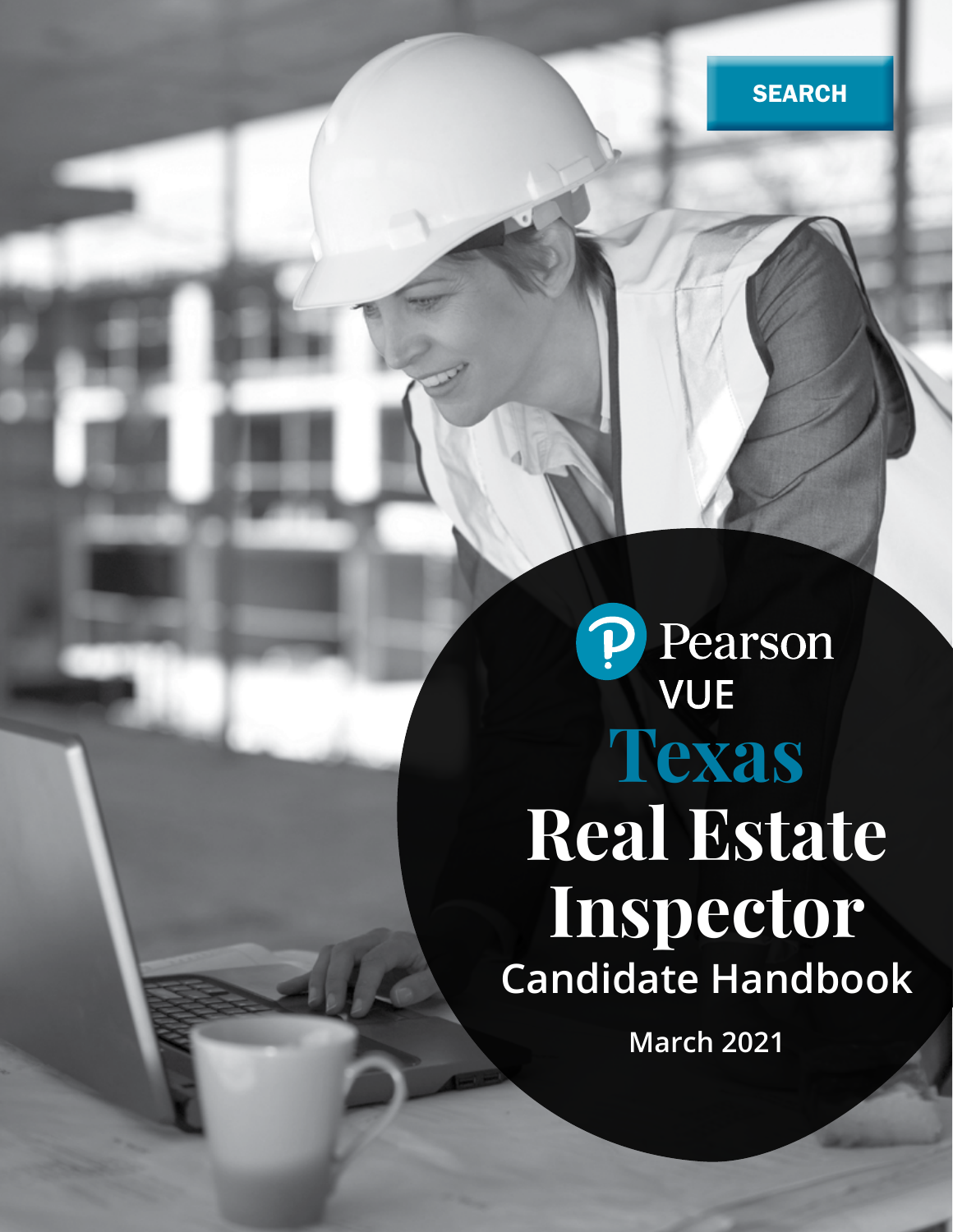SEARCH

Pearson VUE

# Texas Real Estate Inspector

## Candidate Handbook

March 2021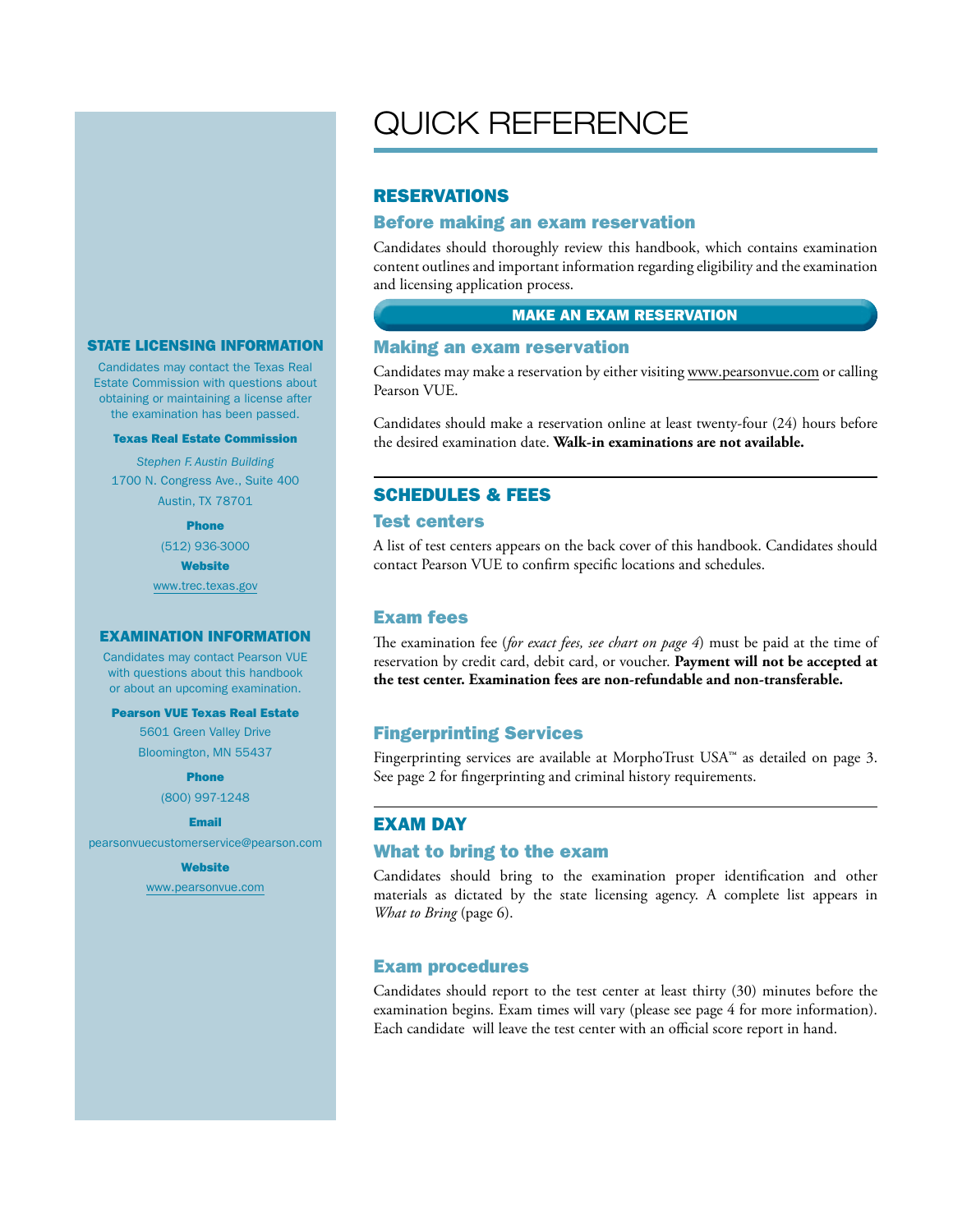# QUICK REFERENCE

## RESERVATIONS

### Before making an exam reservation

Candidates should thoroughly review this handbook, which contains examination content outlines and important information regarding eligibility and the examination and licensing application process.

**MAKE AN EXAM RESERVATION**

### Making an exam reservation

Candidates may make a reservation by either visiting www.pearsonvue.com or calling Pearson VUE.

Candidates should make a reservation online at least twenty-four (24) hours before the desired examination date. **Walk-in examinations are not available.**

## SCHEDULES & FEES

### Test centers

A list of test centers appears on the back cover of this handbook. Candidates should contact Pearson VUE to confirm specific locations and schedules.

### Exam fees

The examination fee (*for exact fees, see chart on page 4*) must be paid at the time of reservation by credit card, debit card, or voucher. **Payment will not be accepted at the test center. Examination fees are non-refundable and non-transferable.**

### Fingerprinting Services

Fingerprinting services are available at MorphoTrust USA™ as detailed on page 3. See page 2 for fingerprinting and criminal history requirements.

## EXAM DAY

### What to bring to the exam

Candidates should bring to the examination proper identification and other materials as dictated by the state licensing agency. A complete list appears in *What to Bring* (page 6).

### Exam procedures

Candidates should report to the test center at least thirty (30) minutes before the examination begins. Exam times will vary (please see page 4 for more information). Each candidate will leave the test center with an official score report in hand.

## STATE LICENSING INFORMATION

Candidates may contact the Texas Real Estate Commission with questions about obtaining or maintaining a license after the examination has been passed.

**Texas Real Estate Commission**

*Stephen F. Austin Building*
1700 N. Congress Ave., Suite 400
Austin, TX 78701

**Phone**
(512) 936-3000

**Website**
www.trec.texas.gov

## EXAMINATION INFORMATION

Candidates may contact Pearson VUE with questions about this handbook or about an upcoming examination.

**Pearson VUE Texas Real Estate**

5601 Green Valley Drive
Bloomington, MN 55437

**Phone**
(800) 997-1248

**Email**
pearsonvuecustomerservice@pearson.com

**Website**
www.pearsonvue.com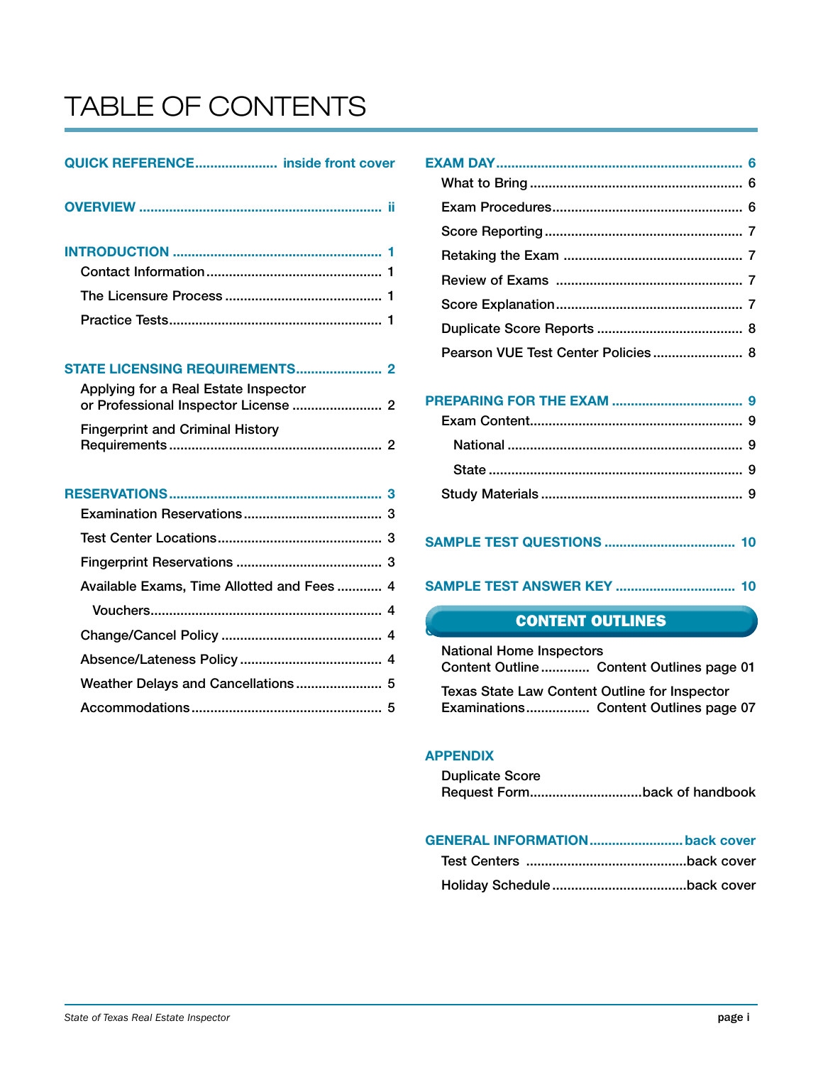# TABLE OF CONTENTS

**QUICK REFERENCE** ...................... inside front cover

**OVERVIEW** ................................................................. ii

**INTRODUCTION** ........................................................ 1

- Contact Information ............................................... 1
- The Licensure Process .......................................... 1
- Practice Tests ......................................................... 1

**STATE LICENSING REQUIREMENTS** ....................... 2

- Applying for a Real Estate Inspector or Professional Inspector License ........................ 2
- Fingerprint and Criminal History Requirements ........................................................ 2

**RESERVATIONS** ......................................................... 3

- Examination Reservations ..................................... 3
- Test Center Locations ............................................ 3
- Fingerprint Reservations ....................................... 3
- Available Exams, Time Allotted and Fees ............ 4
  - Vouchers ............................................................. 4
- Change/Cancel Policy ........................................... 4
- Absence/Lateness Policy ...................................... 4
- Weather Delays and Cancellations ....................... 5
- Accommodations ................................................... 5

**EXAM DAY** ................................................................. 6

- What to Bring ......................................................... 6
- Exam Procedures ................................................... 6
- Score Reporting ..................................................... 7
- Retaking the Exam ................................................ 7
- Review of Exams .................................................. 7
- Score Explanation .................................................. 7
- Duplicate Score Reports ....................................... 8
- Pearson VUE Test Center Policies ........................ 8

**PREPARING FOR THE EXAM** .................................. 9

- Exam Content ......................................................... 9
  - National ............................................................... 9
  - State .................................................................... 9
- Study Materials ...................................................... 9

**SAMPLE TEST QUESTIONS** .................................. 10

**SAMPLE TEST ANSWER KEY** ................................ 10

**CONTENT OUTLINES**

- National Home Inspectors Content Outline ............ Content Outlines page 01
- Texas State Law Content Outline for Inspector Examinations ................ Content Outlines page 07

**APPENDIX**

- Duplicate Score Request Form ............................. back of handbook

**GENERAL INFORMATION** ......................... back cover

- Test Centers ........................................... back cover
- Holiday Schedule .................................... back cover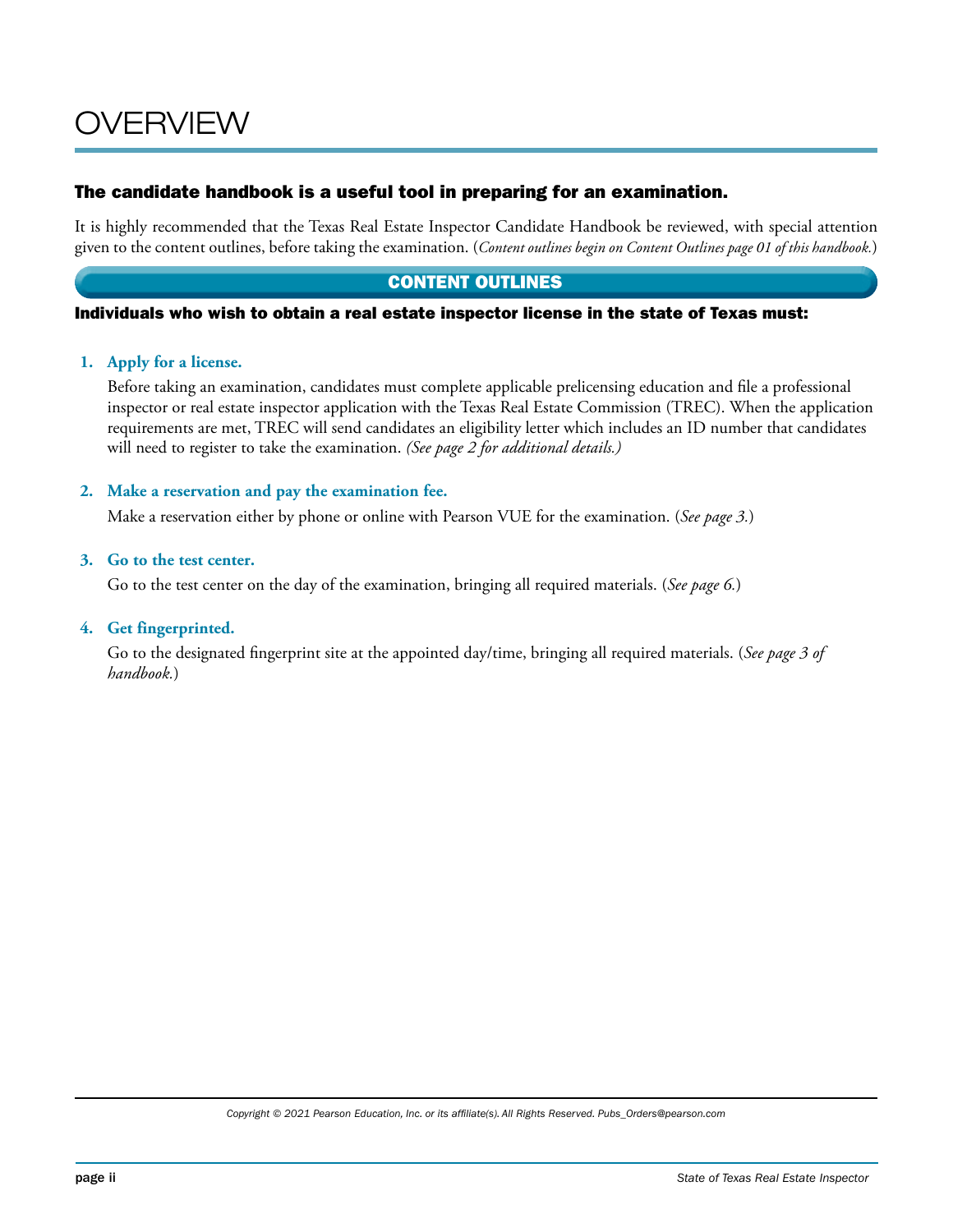# OVERVIEW

## The candidate handbook is a useful tool in preparing for an examination.

It is highly recommended that the Texas Real Estate Inspector Candidate Handbook be reviewed, with special attention given to the content outlines, before taking the examination. (*Content outlines begin on Content Outlines page 01 of this handbook.*)

## CONTENT OUTLINES

### Individuals who wish to obtain a real estate inspector license in the state of Texas must:

1. **Apply for a license.**

   Before taking an examination, candidates must complete applicable prelicensing education and file a professional inspector or real estate inspector application with the Texas Real Estate Commission (TREC). When the application requirements are met, TREC will send candidates an eligibility letter which includes an ID number that candidates will need to register to take the examination. *(See page 2 for additional details.)*

2. **Make a reservation and pay the examination fee.**

   Make a reservation either by phone or online with Pearson VUE for the examination. (*See page 3.*)

3. **Go to the test center.**

   Go to the test center on the day of the examination, bringing all required materials. (*See page 6.*)

4. **Get fingerprinted.**

   Go to the designated fingerprint site at the appointed day/time, bringing all required materials. (*See page 3 of handbook.*)

*Copyright © 2021 Pearson Education, Inc. or its affiliate(s). All Rights Reserved. Pubs_Orders@pearson.com*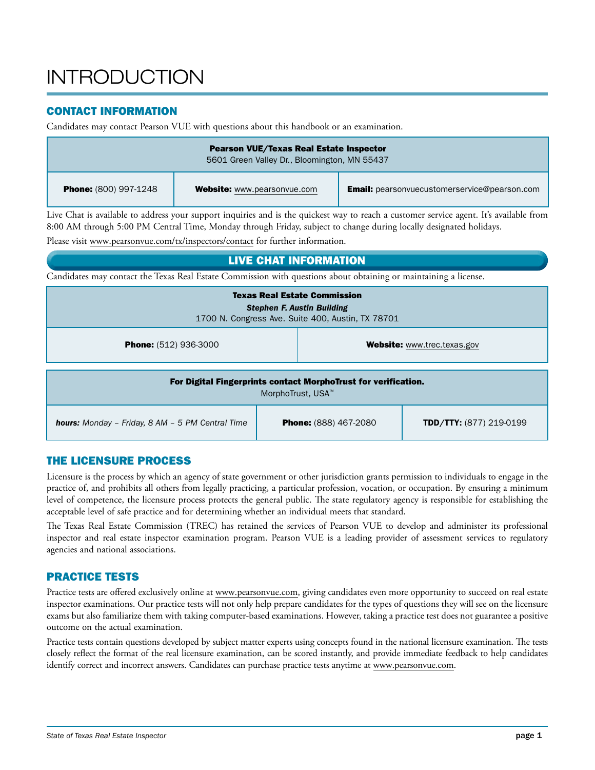# INTRODUCTION

## CONTACT INFORMATION

Candidates may contact Pearson VUE with questions about this handbook or an examination.

| **Pearson VUE/Texas Real Estate Inspector**<br>5601 Green Valley Dr., Bloomington, MN 55437 | | |
|---|---|---|
| **Phone:** (800) 997-1248 | **Website:** www.pearsonvue.com | **Email:** pearsonvuecustomerservice@pearson.com |

Live Chat is available to address your support inquiries and is the quickest way to reach a customer service agent. It's available from 8:00 AM through 5:00 PM Central Time, Monday through Friday, subject to change during locally designated holidays.

Please visit www.pearsonvue.com/tx/inspectors/contact for further information.

**LIVE CHAT INFORMATION**

Candidates may contact the Texas Real Estate Commission with questions about obtaining or maintaining a license.

| **Texas Real Estate Commission**<br>***Stephen F. Austin Building***<br>1700 N. Congress Ave. Suite 400, Austin, TX 78701 | |
|---|---|
| **Phone:** (512) 936-3000 | **Website:** www.trec.texas.gov |

| **For Digital Fingerprints contact MorphoTrust for verification.**<br>MorphoTrust, USA™ | | |
|---|---|---|
| ***hours:*** *Monday – Friday, 8 AM – 5 PM Central Time* | **Phone:** (888) 467-2080 | **TDD/TTY:** (877) 219-0199 |

## THE LICENSURE PROCESS

Licensure is the process by which an agency of state government or other jurisdiction grants permission to individuals to engage in the practice of, and prohibits all others from legally practicing, a particular profession, vocation, or occupation. By ensuring a minimum level of competence, the licensure process protects the general public. The state regulatory agency is responsible for establishing the acceptable level of safe practice and for determining whether an individual meets that standard.

The Texas Real Estate Commission (TREC) has retained the services of Pearson VUE to develop and administer its professional inspector and real estate inspector examination program. Pearson VUE is a leading provider of assessment services to regulatory agencies and national associations.

## PRACTICE TESTS

Practice tests are offered exclusively online at www.pearsonvue.com, giving candidates even more opportunity to succeed on real estate inspector examinations. Our practice tests will not only help prepare candidates for the types of questions they will see on the licensure exams but also familiarize them with taking computer-based examinations. However, taking a practice test does not guarantee a positive outcome on the actual examination.

Practice tests contain questions developed by subject matter experts using concepts found in the national licensure examination. The tests closely reflect the format of the real licensure examination, can be scored instantly, and provide immediate feedback to help candidates identify correct and incorrect answers. Candidates can purchase practice tests anytime at www.pearsonvue.com.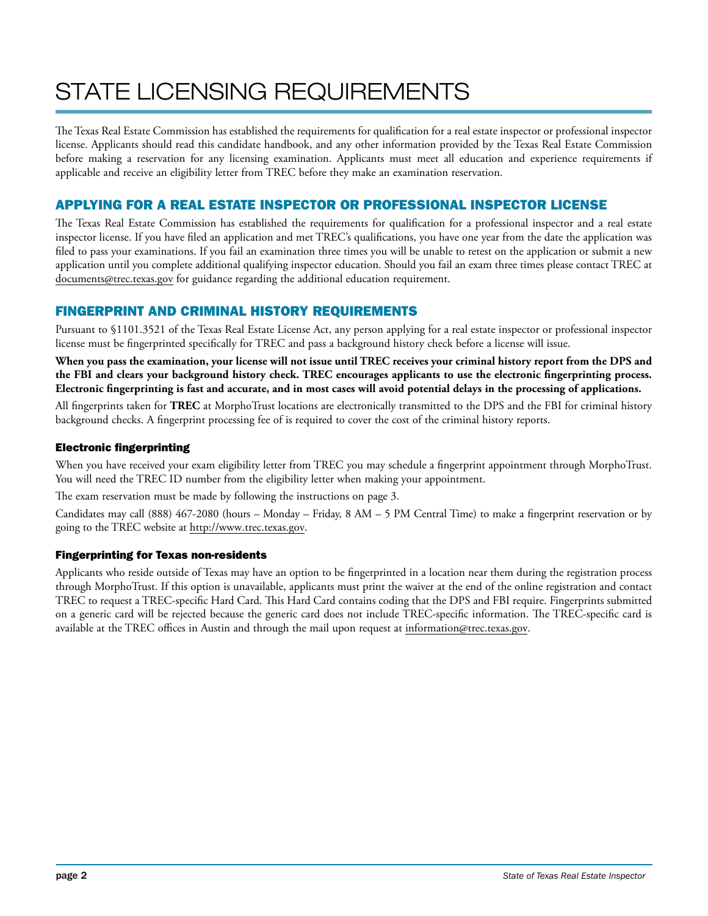# STATE LICENSING REQUIREMENTS

The Texas Real Estate Commission has established the requirements for qualification for a real estate inspector or professional inspector license. Applicants should read this candidate handbook, and any other information provided by the Texas Real Estate Commission before making a reservation for any licensing examination. Applicants must meet all education and experience requirements if applicable and receive an eligibility letter from TREC before they make an examination reservation.

## APPLYING FOR A REAL ESTATE INSPECTOR OR PROFESSIONAL INSPECTOR LICENSE

The Texas Real Estate Commission has established the requirements for qualification for a professional inspector and a real estate inspector license. If you have filed an application and met TREC's qualifications, you have one year from the date the application was filed to pass your examinations. If you fail an examination three times you will be unable to retest on the application or submit a new application until you complete additional qualifying inspector education. Should you fail an exam three times please contact TREC at documents@trec.texas.gov for guidance regarding the additional education requirement.

## FINGERPRINT AND CRIMINAL HISTORY REQUIREMENTS

Pursuant to §1101.3521 of the Texas Real Estate License Act, any person applying for a real estate inspector or professional inspector license must be fingerprinted specifically for TREC and pass a background history check before a license will issue.

**When you pass the examination, your license will not issue until TREC receives your criminal history report from the DPS and the FBI and clears your background history check. TREC encourages applicants to use the electronic fingerprinting process. Electronic fingerprinting is fast and accurate, and in most cases will avoid potential delays in the processing of applications.**

All fingerprints taken for **TREC** at MorphoTrust locations are electronically transmitted to the DPS and the FBI for criminal history background checks. A fingerprint processing fee of is required to cover the cost of the criminal history reports.

### Electronic fingerprinting

When you have received your exam eligibility letter from TREC you may schedule a fingerprint appointment through MorphoTrust. You will need the TREC ID number from the eligibility letter when making your appointment.

The exam reservation must be made by following the instructions on page 3.

Candidates may call (888) 467-2080 (hours – Monday – Friday, 8 AM – 5 PM Central Time) to make a fingerprint reservation or by going to the TREC website at http://www.trec.texas.gov.

### Fingerprinting for Texas non-residents

Applicants who reside outside of Texas may have an option to be fingerprinted in a location near them during the registration process through MorphoTrust. If this option is unavailable, applicants must print the waiver at the end of the online registration and contact TREC to request a TREC-specific Hard Card. This Hard Card contains coding that the DPS and FBI require. Fingerprints submitted on a generic card will be rejected because the generic card does not include TREC-specific information. The TREC-specific card is available at the TREC offices in Austin and through the mail upon request at information@trec.texas.gov.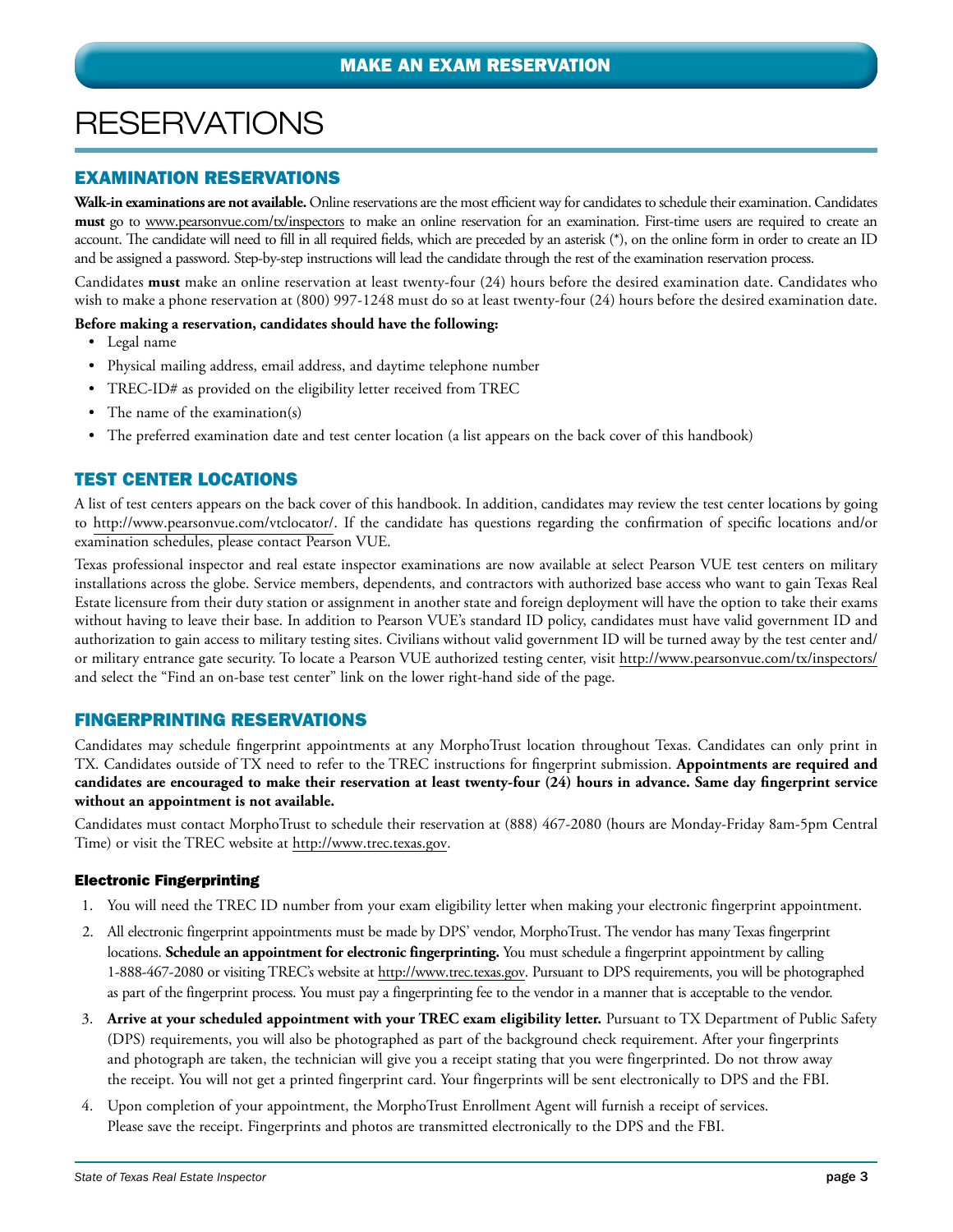# MAKE AN EXAM RESERVATION

# RESERVATIONS

## EXAMINATION RESERVATIONS

**Walk-in examinations are not available.** Online reservations are the most efficient way for candidates to schedule their examination. Candidates **must** go to www.pearsonvue.com/tx/inspectors to make an online reservation for an examination. First-time users are required to create an account. The candidate will need to fill in all required fields, which are preceded by an asterisk (*), on the online form in order to create an ID and be assigned a password. Step-by-step instructions will lead the candidate through the rest of the examination reservation process.

Candidates **must** make an online reservation at least twenty-four (24) hours before the desired examination date. Candidates who wish to make a phone reservation at (800) 997-1248 must do so at least twenty-four (24) hours before the desired examination date.

**Before making a reservation, candidates should have the following:**

- Legal name
- Physical mailing address, email address, and daytime telephone number
- TREC-ID# as provided on the eligibility letter received from TREC
- The name of the examination(s)
- The preferred examination date and test center location (a list appears on the back cover of this handbook)

## TEST CENTER LOCATIONS

A list of test centers appears on the back cover of this handbook. In addition, candidates may review the test center locations by going to http://www.pearsonvue.com/vtclocator/. If the candidate has questions regarding the confirmation of specific locations and/or examination schedules, please contact Pearson VUE.

Texas professional inspector and real estate inspector examinations are now available at select Pearson VUE test centers on military installations across the globe. Service members, dependents, and contractors with authorized base access who want to gain Texas Real Estate licensure from their duty station or assignment in another state and foreign deployment will have the option to take their exams without having to leave their base. In addition to Pearson VUE's standard ID policy, candidates must have valid government ID and authorization to gain access to military testing sites. Civilians without valid government ID will be turned away by the test center and/or military entrance gate security. To locate a Pearson VUE authorized testing center, visit http://www.pearsonvue.com/tx/inspectors/ and select the "Find an on-base test center" link on the lower right-hand side of the page.

## FINGERPRINTING RESERVATIONS

Candidates may schedule fingerprint appointments at any MorphoTrust location throughout Texas. Candidates can only print in TX. Candidates outside of TX need to refer to the TREC instructions for fingerprint submission. **Appointments are required and candidates are encouraged to make their reservation at least twenty-four (24) hours in advance. Same day fingerprint service without an appointment is not available.**

Candidates must contact MorphoTrust to schedule their reservation at (888) 467-2080 (hours are Monday-Friday 8am-5pm Central Time) or visit the TREC website at http://www.trec.texas.gov.

### Electronic Fingerprinting

1. You will need the TREC ID number from your exam eligibility letter when making your electronic fingerprint appointment.
2. All electronic fingerprint appointments must be made by DPS' vendor, MorphoTrust. The vendor has many Texas fingerprint locations. **Schedule an appointment for electronic fingerprinting.** You must schedule a fingerprint appointment by calling 1-888-467-2080 or visiting TREC's website at http://www.trec.texas.gov. Pursuant to DPS requirements, you will be photographed as part of the fingerprint process. You must pay a fingerprinting fee to the vendor in a manner that is acceptable to the vendor.
3. **Arrive at your scheduled appointment with your TREC exam eligibility letter.** Pursuant to TX Department of Public Safety (DPS) requirements, you will also be photographed as part of the background check requirement. After your fingerprints and photograph are taken, the technician will give you a receipt stating that you were fingerprinted. Do not throw away the receipt. You will not get a printed fingerprint card. Your fingerprints will be sent electronically to DPS and the FBI.
4. Upon completion of your appointment, the MorphoTrust Enrollment Agent will furnish a receipt of services. Please save the receipt. Fingerprints and photos are transmitted electronically to the DPS and the FBI.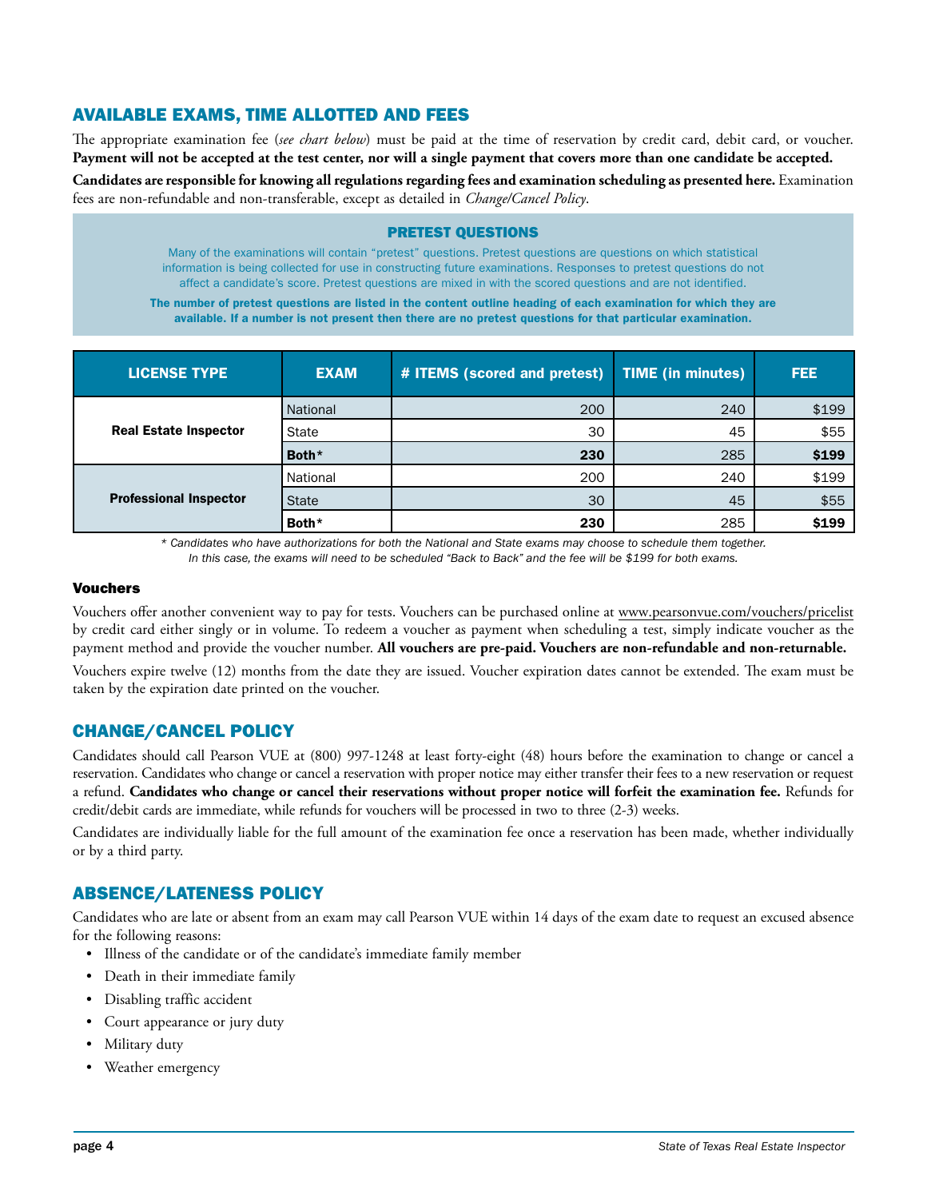## AVAILABLE EXAMS, TIME ALLOTTED AND FEES

The appropriate examination fee (*see chart below*) must be paid at the time of reservation by credit card, debit card, or voucher. **Payment will not be accepted at the test center, nor will a single payment that covers more than one candidate be accepted.**

**Candidates are responsible for knowing all regulations regarding fees and examination scheduling as presented here.** Examination fees are non-refundable and non-transferable, except as detailed in *Change/Cancel Policy*.

### PRETEST QUESTIONS

Many of the examinations will contain "pretest" questions. Pretest questions are questions on which statistical information is being collected for use in constructing future examinations. Responses to pretest questions do not affect a candidate's score. Pretest questions are mixed in with the scored questions and are not identified.

**The number of pretest questions are listed in the content outline heading of each examination for which they are available. If a number is not present then there are no pretest questions for that particular examination.**

| LICENSE TYPE | EXAM | # ITEMS (scored and pretest) | TIME (in minutes) | FEE |
|---|---|---|---|---|
| Real Estate Inspector | National | 200 | 240 | $199 |
| | State | 30 | 45 | $55 |
| | **Both*** | **230** | 285 | **$199** |
| Professional Inspector | National | 200 | 240 | $199 |
| | State | 30 | 45 | $55 |
| | **Both*** | **230** | 285 | **$199** |

*\* Candidates who have authorizations for both the National and State exams may choose to schedule them together. In this case, the exams will need to be scheduled "Back to Back" and the fee will be $199 for both exams.*

#### Vouchers

Vouchers offer another convenient way to pay for tests. Vouchers can be purchased online at www.pearsonvue.com/vouchers/pricelist by credit card either singly or in volume. To redeem a voucher as payment when scheduling a test, simply indicate voucher as the payment method and provide the voucher number. **All vouchers are pre-paid. Vouchers are non-refundable and non-returnable.**

Vouchers expire twelve (12) months from the date they are issued. Voucher expiration dates cannot be extended. The exam must be taken by the expiration date printed on the voucher.

## CHANGE/CANCEL POLICY

Candidates should call Pearson VUE at (800) 997-1248 at least forty-eight (48) hours before the examination to change or cancel a reservation. Candidates who change or cancel a reservation with proper notice may either transfer their fees to a new reservation or request a refund. **Candidates who change or cancel their reservations without proper notice will forfeit the examination fee.** Refunds for credit/debit cards are immediate, while refunds for vouchers will be processed in two to three (2-3) weeks.

Candidates are individually liable for the full amount of the examination fee once a reservation has been made, whether individually or by a third party.

## ABSENCE/LATENESS POLICY

Candidates who are late or absent from an exam may call Pearson VUE within 14 days of the exam date to request an excused absence for the following reasons:

- Illness of the candidate or of the candidate's immediate family member
- Death in their immediate family
- Disabling traffic accident
- Court appearance or jury duty
- Military duty
- Weather emergency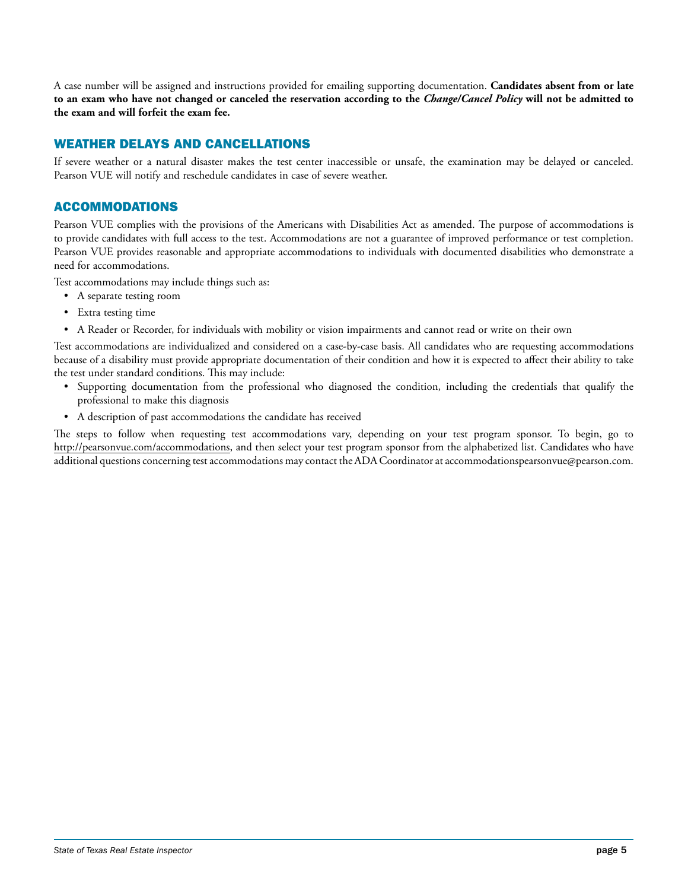A case number will be assigned and instructions provided for emailing supporting documentation. **Candidates absent from or late to an exam who have not changed or canceled the reservation according to the *Change/Cancel Policy* will not be admitted to the exam and will forfeit the exam fee.**

## WEATHER DELAYS AND CANCELLATIONS

If severe weather or a natural disaster makes the test center inaccessible or unsafe, the examination may be delayed or canceled. Pearson VUE will notify and reschedule candidates in case of severe weather.

## ACCOMMODATIONS

Pearson VUE complies with the provisions of the Americans with Disabilities Act as amended. The purpose of accommodations is to provide candidates with full access to the test. Accommodations are not a guarantee of improved performance or test completion. Pearson VUE provides reasonable and appropriate accommodations to individuals with documented disabilities who demonstrate a need for accommodations.

Test accommodations may include things such as:

- A separate testing room
- Extra testing time
- A Reader or Recorder, for individuals with mobility or vision impairments and cannot read or write on their own

Test accommodations are individualized and considered on a case-by-case basis. All candidates who are requesting accommodations because of a disability must provide appropriate documentation of their condition and how it is expected to affect their ability to take the test under standard conditions. This may include:

- Supporting documentation from the professional who diagnosed the condition, including the credentials that qualify the professional to make this diagnosis
- A description of past accommodations the candidate has received

The steps to follow when requesting test accommodations vary, depending on your test program sponsor. To begin, go to http://pearsonvue.com/accommodations, and then select your test program sponsor from the alphabetized list. Candidates who have additional questions concerning test accommodations may contact the ADA Coordinator at accommodationspearsonvue@pearson.com.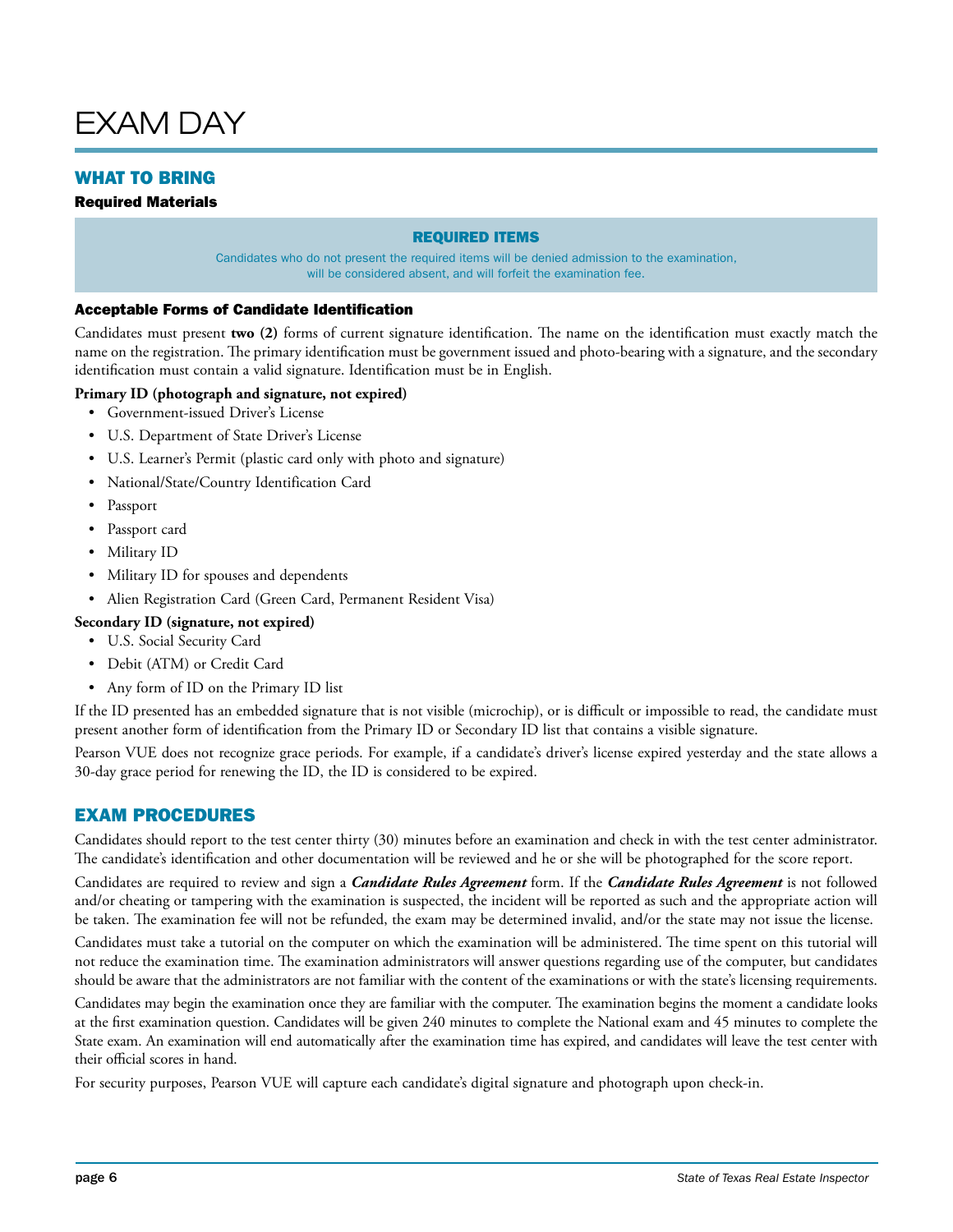# EXAM DAY

## WHAT TO BRING

### Required Materials

**REQUIRED ITEMS**

Candidates who do not present the required items will be denied admission to the examination, will be considered absent, and will forfeit the examination fee.

### Acceptable Forms of Candidate Identification

Candidates must present **two (2)** forms of current signature identification. The name on the identification must exactly match the name on the registration. The primary identification must be government issued and photo-bearing with a signature, and the secondary identification must contain a valid signature. Identification must be in English.

**Primary ID (photograph and signature, not expired)**

- Government-issued Driver's License
- U.S. Department of State Driver's License
- U.S. Learner's Permit (plastic card only with photo and signature)
- National/State/Country Identification Card
- Passport
- Passport card
- Military ID
- Military ID for spouses and dependents
- Alien Registration Card (Green Card, Permanent Resident Visa)

**Secondary ID (signature, not expired)**

- U.S. Social Security Card
- Debit (ATM) or Credit Card
- Any form of ID on the Primary ID list

If the ID presented has an embedded signature that is not visible (microchip), or is difficult or impossible to read, the candidate must present another form of identification from the Primary ID or Secondary ID list that contains a visible signature.

Pearson VUE does not recognize grace periods. For example, if a candidate's driver's license expired yesterday and the state allows a 30-day grace period for renewing the ID, the ID is considered to be expired.

## EXAM PROCEDURES

Candidates should report to the test center thirty (30) minutes before an examination and check in with the test center administrator. The candidate's identification and other documentation will be reviewed and he or she will be photographed for the score report.

Candidates are required to review and sign a ***Candidate Rules Agreement*** form. If the ***Candidate Rules Agreement*** is not followed and/or cheating or tampering with the examination is suspected, the incident will be reported as such and the appropriate action will be taken. The examination fee will not be refunded, the exam may be determined invalid, and/or the state may not issue the license.

Candidates must take a tutorial on the computer on which the examination will be administered. The time spent on this tutorial will not reduce the examination time. The examination administrators will answer questions regarding use of the computer, but candidates should be aware that the administrators are not familiar with the content of the examinations or with the state's licensing requirements.

Candidates may begin the examination once they are familiar with the computer. The examination begins the moment a candidate looks at the first examination question. Candidates will be given 240 minutes to complete the National exam and 45 minutes to complete the State exam. An examination will end automatically after the examination time has expired, and candidates will leave the test center with their official scores in hand.

For security purposes, Pearson VUE will capture each candidate's digital signature and photograph upon check-in.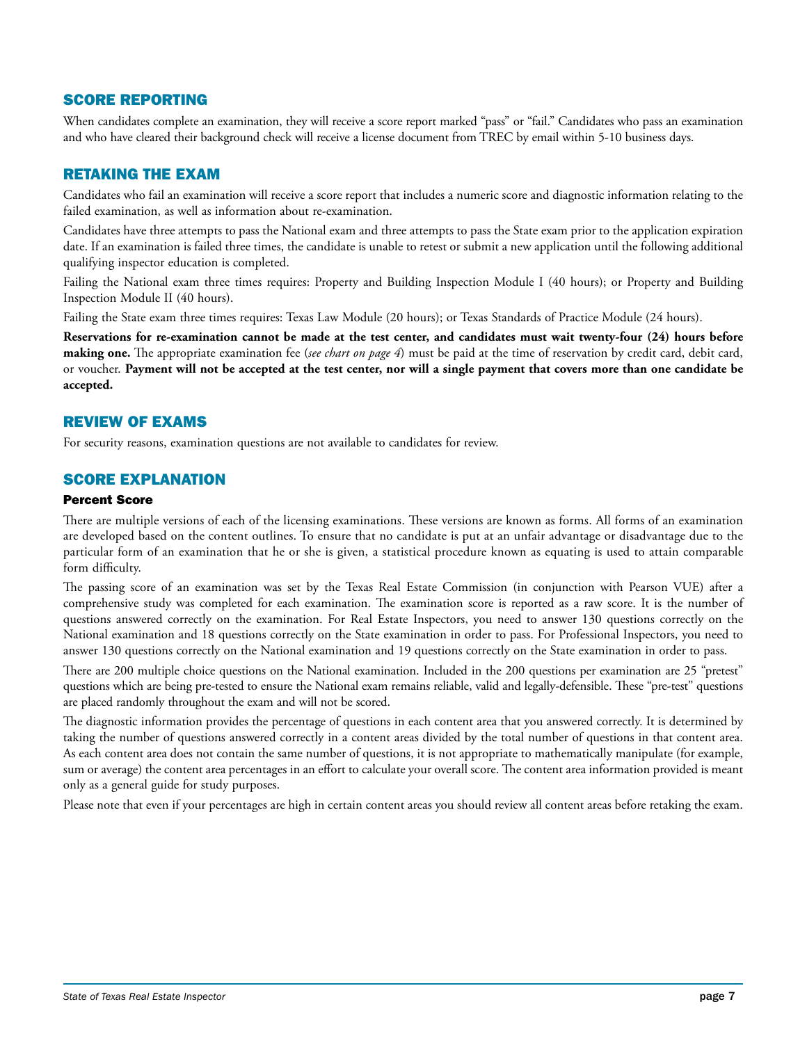## SCORE REPORTING

When candidates complete an examination, they will receive a score report marked "pass" or "fail." Candidates who pass an examination and who have cleared their background check will receive a license document from TREC by email within 5-10 business days.

## RETAKING THE EXAM

Candidates who fail an examination will receive a score report that includes a numeric score and diagnostic information relating to the failed examination, as well as information about re-examination.

Candidates have three attempts to pass the National exam and three attempts to pass the State exam prior to the application expiration date. If an examination is failed three times, the candidate is unable to retest or submit a new application until the following additional qualifying inspector education is completed.

Failing the National exam three times requires: Property and Building Inspection Module I (40 hours); or Property and Building Inspection Module II (40 hours).

Failing the State exam three times requires: Texas Law Module (20 hours); or Texas Standards of Practice Module (24 hours).

**Reservations for re-examination cannot be made at the test center, and candidates must wait twenty-four (24) hours before making one.** The appropriate examination fee (*see chart on page 4*) must be paid at the time of reservation by credit card, debit card, or voucher. **Payment will not be accepted at the test center, nor will a single payment that covers more than one candidate be accepted.**

## REVIEW OF EXAMS

For security reasons, examination questions are not available to candidates for review.

## SCORE EXPLANATION

### Percent Score

There are multiple versions of each of the licensing examinations. These versions are known as forms. All forms of an examination are developed based on the content outlines. To ensure that no candidate is put at an unfair advantage or disadvantage due to the particular form of an examination that he or she is given, a statistical procedure known as equating is used to attain comparable form difficulty.

The passing score of an examination was set by the Texas Real Estate Commission (in conjunction with Pearson VUE) after a comprehensive study was completed for each examination. The examination score is reported as a raw score. It is the number of questions answered correctly on the examination. For Real Estate Inspectors, you need to answer 130 questions correctly on the National examination and 18 questions correctly on the State examination in order to pass. For Professional Inspectors, you need to answer 130 questions correctly on the National examination and 19 questions correctly on the State examination in order to pass.

There are 200 multiple choice questions on the National examination. Included in the 200 questions per examination are 25 "pretest" questions which are being pre-tested to ensure the National exam remains reliable, valid and legally-defensible. These "pre-test" questions are placed randomly throughout the exam and will not be scored.

The diagnostic information provides the percentage of questions in each content area that you answered correctly. It is determined by taking the number of questions answered correctly in a content areas divided by the total number of questions in that content area. As each content area does not contain the same number of questions, it is not appropriate to mathematically manipulate (for example, sum or average) the content area percentages in an effort to calculate your overall score. The content area information provided is meant only as a general guide for study purposes.

Please note that even if your percentages are high in certain content areas you should review all content areas before retaking the exam.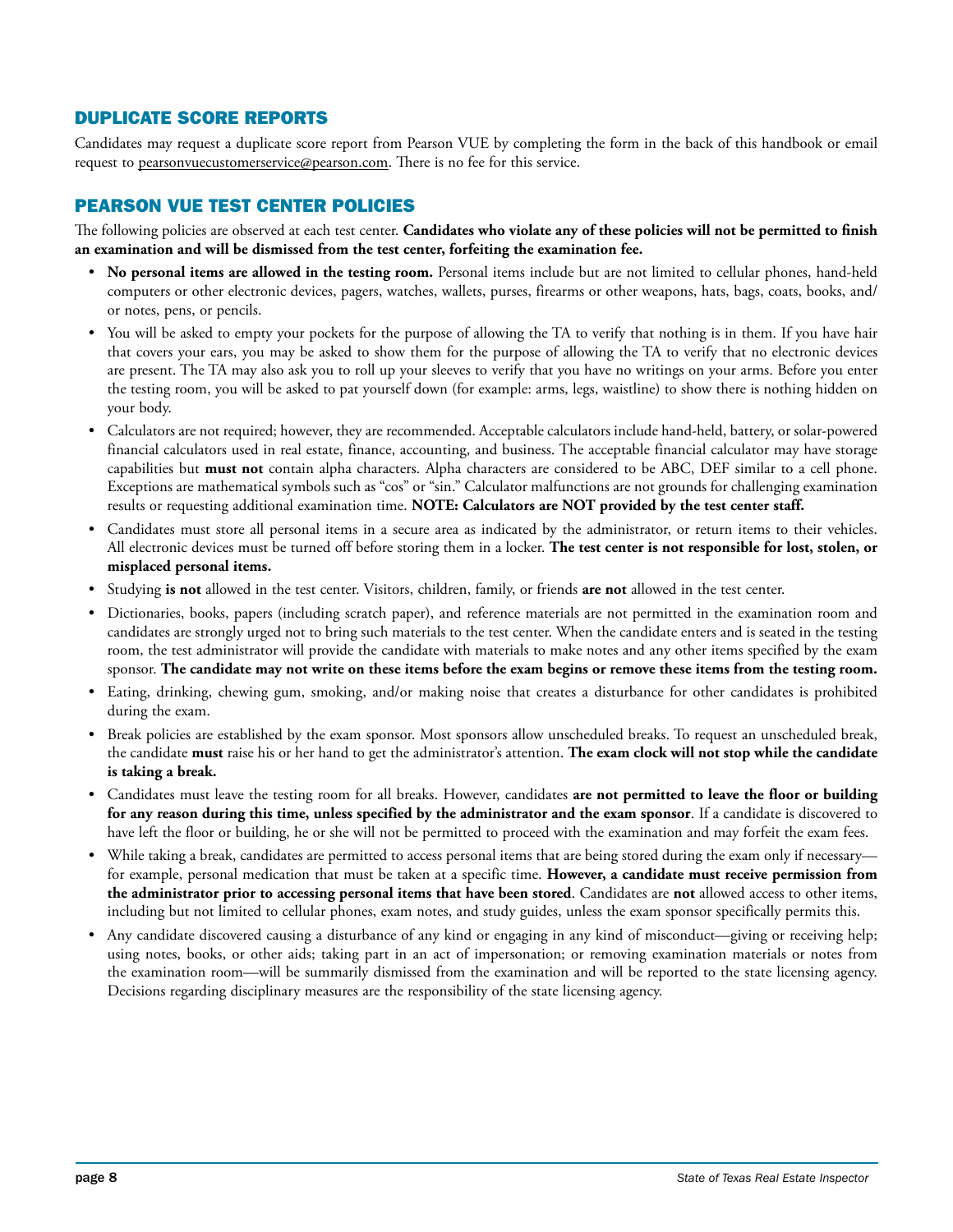## DUPLICATE SCORE REPORTS

Candidates may request a duplicate score report from Pearson VUE by completing the form in the back of this handbook or email request to pearsonvuecustomerservice@pearson.com. There is no fee for this service.

## PEARSON VUE TEST CENTER POLICIES

The following policies are observed at each test center. **Candidates who violate any of these policies will not be permitted to finish an examination and will be dismissed from the test center, forfeiting the examination fee.**

- **No personal items are allowed in the testing room.** Personal items include but are not limited to cellular phones, hand-held computers or other electronic devices, pagers, watches, wallets, purses, firearms or other weapons, hats, bags, coats, books, and/or notes, pens, or pencils.
- You will be asked to empty your pockets for the purpose of allowing the TA to verify that nothing is in them. If you have hair that covers your ears, you may be asked to show them for the purpose of allowing the TA to verify that no electronic devices are present. The TA may also ask you to roll up your sleeves to verify that you have no writings on your arms. Before you enter the testing room, you will be asked to pat yourself down (for example: arms, legs, waistline) to show there is nothing hidden on your body.
- Calculators are not required; however, they are recommended. Acceptable calculators include hand-held, battery, or solar-powered financial calculators used in real estate, finance, accounting, and business. The acceptable financial calculator may have storage capabilities but **must not** contain alpha characters. Alpha characters are considered to be ABC, DEF similar to a cell phone. Exceptions are mathematical symbols such as "cos" or "sin." Calculator malfunctions are not grounds for challenging examination results or requesting additional examination time. **NOTE: Calculators are NOT provided by the test center staff.**
- Candidates must store all personal items in a secure area as indicated by the administrator, or return items to their vehicles. All electronic devices must be turned off before storing them in a locker. **The test center is not responsible for lost, stolen, or misplaced personal items.**
- Studying **is not** allowed in the test center. Visitors, children, family, or friends **are not** allowed in the test center.
- Dictionaries, books, papers (including scratch paper), and reference materials are not permitted in the examination room and candidates are strongly urged not to bring such materials to the test center. When the candidate enters and is seated in the testing room, the test administrator will provide the candidate with materials to make notes and any other items specified by the exam sponsor. **The candidate may not write on these items before the exam begins or remove these items from the testing room.**
- Eating, drinking, chewing gum, smoking, and/or making noise that creates a disturbance for other candidates is prohibited during the exam.
- Break policies are established by the exam sponsor. Most sponsors allow unscheduled breaks. To request an unscheduled break, the candidate **must** raise his or her hand to get the administrator's attention. **The exam clock will not stop while the candidate is taking a break.**
- Candidates must leave the testing room for all breaks. However, candidates **are not permitted to leave the floor or building for any reason during this time, unless specified by the administrator and the exam sponsor**. If a candidate is discovered to have left the floor or building, he or she will not be permitted to proceed with the examination and may forfeit the exam fees.
- While taking a break, candidates are permitted to access personal items that are being stored during the exam only if necessary—for example, personal medication that must be taken at a specific time. **However, a candidate must receive permission from the administrator prior to accessing personal items that have been stored**. Candidates are **not** allowed access to other items, including but not limited to cellular phones, exam notes, and study guides, unless the exam sponsor specifically permits this.
- Any candidate discovered causing a disturbance of any kind or engaging in any kind of misconduct—giving or receiving help; using notes, books, or other aids; taking part in an act of impersonation; or removing examination materials or notes from the examination room—will be summarily dismissed from the examination and will be reported to the state licensing agency. Decisions regarding disciplinary measures are the responsibility of the state licensing agency.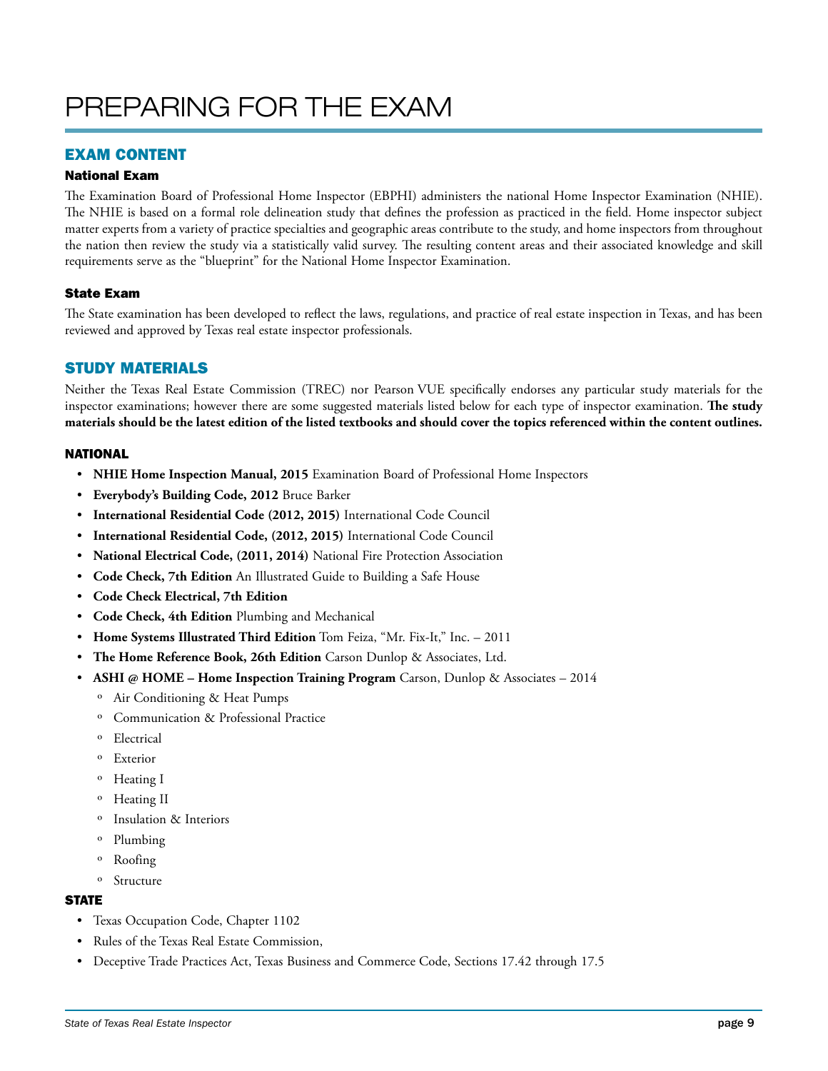# PREPARING FOR THE EXAM

## EXAM CONTENT

### National Exam

The Examination Board of Professional Home Inspector (EBPHI) administers the national Home Inspector Examination (NHIE). The NHIE is based on a formal role delineation study that defines the profession as practiced in the field. Home inspector subject matter experts from a variety of practice specialties and geographic areas contribute to the study, and home inspectors from throughout the nation then review the study via a statistically valid survey. The resulting content areas and their associated knowledge and skill requirements serve as the "blueprint" for the National Home Inspector Examination.

### State Exam

The State examination has been developed to reflect the laws, regulations, and practice of real estate inspection in Texas, and has been reviewed and approved by Texas real estate inspector professionals.

## STUDY MATERIALS

Neither the Texas Real Estate Commission (TREC) nor Pearson VUE specifically endorses any particular study materials for the inspector examinations; however there are some suggested materials listed below for each type of inspector examination. **The study materials should be the latest edition of the listed textbooks and should cover the topics referenced within the content outlines.**

### NATIONAL

- **NHIE Home Inspection Manual, 2015** Examination Board of Professional Home Inspectors
- **Everybody's Building Code, 2012** Bruce Barker
- **International Residential Code (2012, 2015)** International Code Council
- **International Residential Code, (2012, 2015)** International Code Council
- **National Electrical Code, (2011, 2014)** National Fire Protection Association
- **Code Check, 7th Edition** An Illustrated Guide to Building a Safe House
- **Code Check Electrical, 7th Edition**
- **Code Check, 4th Edition** Plumbing and Mechanical
- **Home Systems Illustrated Third Edition** Tom Feiza, "Mr. Fix-It," Inc. – 2011
- **The Home Reference Book, 26th Edition** Carson Dunlop & Associates, Ltd.
- **ASHI @ HOME – Home Inspection Training Program** Carson, Dunlop & Associates – 2014
  - Air Conditioning & Heat Pumps
  - Communication & Professional Practice
  - Electrical
  - Exterior
  - Heating I
  - Heating II
  - Insulation & Interiors
  - Plumbing
  - Roofing
  - Structure

### STATE

- Texas Occupation Code, Chapter 1102
- Rules of the Texas Real Estate Commission,
- Deceptive Trade Practices Act, Texas Business and Commerce Code, Sections 17.42 through 17.5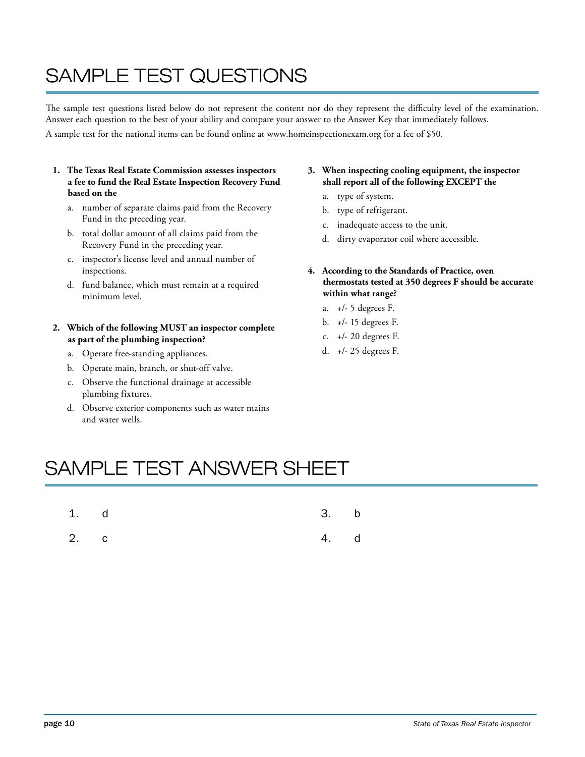# SAMPLE TEST QUESTIONS

The sample test questions listed below do not represent the content nor do they represent the difficulty level of the examination. Answer each question to the best of your ability and compare your answer to the Answer Key that immediately follows.

A sample test for the national items can be found online at www.homeinspectionexam.org for a fee of $50.

**1. The Texas Real Estate Commission assesses inspectors a fee to fund the Real Estate Inspection Recovery Fund based on the**

a. number of separate claims paid from the Recovery Fund in the preceding year.

b. total dollar amount of all claims paid from the Recovery Fund in the preceding year.

c. inspector's license level and annual number of inspections.

d. fund balance, which must remain at a required minimum level.

**2. Which of the following MUST an inspector complete as part of the plumbing inspection?**

a. Operate free-standing appliances.

b. Operate main, branch, or shut-off valve.

c. Observe the functional drainage at accessible plumbing fixtures.

d. Observe exterior components such as water mains and water wells.

**3. When inspecting cooling equipment, the inspector shall report all of the following EXCEPT the**

a. type of system.

b. type of refrigerant.

c. inadequate access to the unit.

d. dirty evaporator coil where accessible.

**4. According to the Standards of Practice, oven thermostats tested at 350 degrees F should be accurate within what range?**

a. +/- 5 degrees F.

b. +/- 15 degrees F.

c. +/- 20 degrees F.

d. +/- 25 degrees F.

# SAMPLE TEST ANSWER SHEET

1. d
2. c
3. b
4. d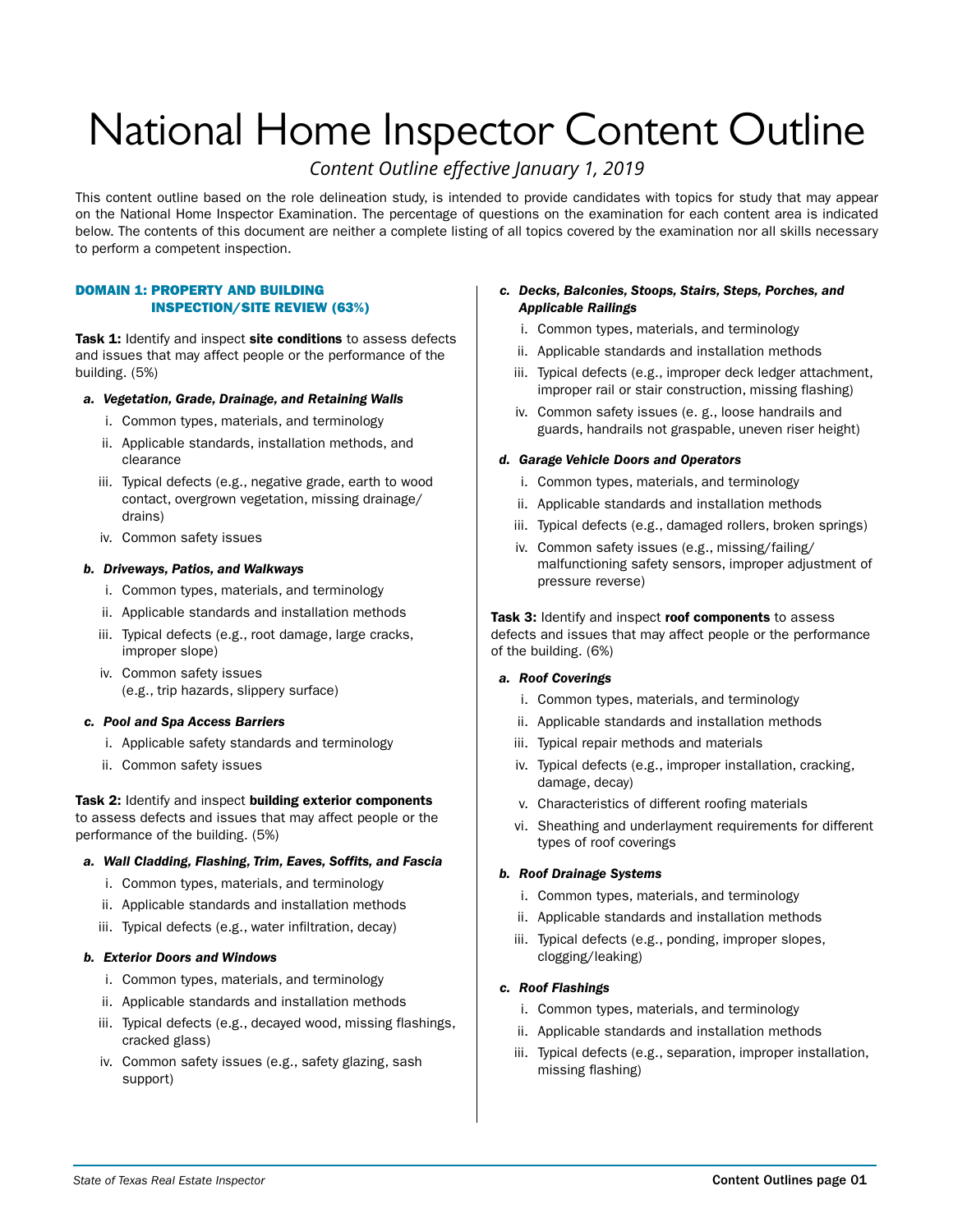# National Home Inspector Content Outline

*Content Outline effective January 1, 2019*

This content outline based on the role delineation study, is intended to provide candidates with topics for study that may appear on the National Home Inspector Examination. The percentage of questions on the examination for each content area is indicated below. The contents of this document are neither a complete listing of all topics covered by the examination nor all skills necessary to perform a competent inspection.

## DOMAIN 1: PROPERTY AND BUILDING INSPECTION/SITE REVIEW (63%)

**Task 1:** Identify and inspect **site conditions** to assess defects and issues that may affect people or the performance of the building. (5%)

***a. Vegetation, Grade, Drainage, and Retaining Walls***

- i. Common types, materials, and terminology
- ii. Applicable standards, installation methods, and clearance
- iii. Typical defects (e.g., negative grade, earth to wood contact, overgrown vegetation, missing drainage/drains)
- iv. Common safety issues

***b. Driveways, Patios, and Walkways***

- i. Common types, materials, and terminology
- ii. Applicable standards and installation methods
- iii. Typical defects (e.g., root damage, large cracks, improper slope)
- iv. Common safety issues (e.g., trip hazards, slippery surface)

***c. Pool and Spa Access Barriers***

- i. Applicable safety standards and terminology
- ii. Common safety issues

**Task 2:** Identify and inspect **building exterior components** to assess defects and issues that may affect people or the performance of the building. (5%)

***a. Wall Cladding, Flashing, Trim, Eaves, Soffits, and Fascia***

- i. Common types, materials, and terminology
- ii. Applicable standards and installation methods
- iii. Typical defects (e.g., water infiltration, decay)

***b. Exterior Doors and Windows***

- i. Common types, materials, and terminology
- ii. Applicable standards and installation methods
- iii. Typical defects (e.g., decayed wood, missing flashings, cracked glass)
- iv. Common safety issues (e.g., safety glazing, sash support)

***c. Decks, Balconies, Stoops, Stairs, Steps, Porches, and Applicable Railings***

- i. Common types, materials, and terminology
- ii. Applicable standards and installation methods
- iii. Typical defects (e.g., improper deck ledger attachment, improper rail or stair construction, missing flashing)
- iv. Common safety issues (e. g., loose handrails and guards, handrails not graspable, uneven riser height)

***d. Garage Vehicle Doors and Operators***

- i. Common types, materials, and terminology
- ii. Applicable standards and installation methods
- iii. Typical defects (e.g., damaged rollers, broken springs)
- iv. Common safety issues (e.g., missing/failing/malfunctioning safety sensors, improper adjustment of pressure reverse)

**Task 3:** Identify and inspect **roof components** to assess defects and issues that may affect people or the performance of the building. (6%)

***a. Roof Coverings***

- i. Common types, materials, and terminology
- ii. Applicable standards and installation methods
- iii. Typical repair methods and materials
- iv. Typical defects (e.g., improper installation, cracking, damage, decay)
- v. Characteristics of different roofing materials
- vi. Sheathing and underlayment requirements for different types of roof coverings

***b. Roof Drainage Systems***

- i. Common types, materials, and terminology
- ii. Applicable standards and installation methods
- iii. Typical defects (e.g., ponding, improper slopes, clogging/leaking)

***c. Roof Flashings***

- i. Common types, materials, and terminology
- ii. Applicable standards and installation methods
- iii. Typical defects (e.g., separation, improper installation, missing flashing)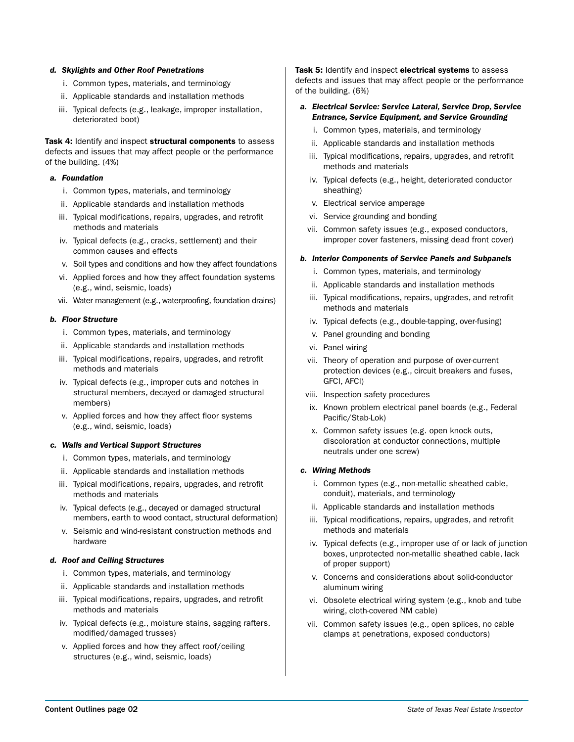#### *d. Skylights and Other Roof Penetrations*

i. Common types, materials, and terminology
ii. Applicable standards and installation methods
iii. Typical defects (e.g., leakage, improper installation, deteriorated boot)

**Task 4:** Identify and inspect **structural components** to assess defects and issues that may affect people or the performance of the building. (4%)

#### *a. Foundation*

i. Common types, materials, and terminology
ii. Applicable standards and installation methods
iii. Typical modifications, repairs, upgrades, and retrofit methods and materials
iv. Typical defects (e.g., cracks, settlement) and their common causes and effects
v. Soil types and conditions and how they affect foundations
vi. Applied forces and how they affect foundation systems (e.g., wind, seismic, loads)
vii. Water management (e.g., waterproofing, foundation drains)

#### *b. Floor Structure*

i. Common types, materials, and terminology
ii. Applicable standards and installation methods
iii. Typical modifications, repairs, upgrades, and retrofit methods and materials
iv. Typical defects (e.g., improper cuts and notches in structural members, decayed or damaged structural members)
v. Applied forces and how they affect floor systems (e.g., wind, seismic, loads)

#### *c. Walls and Vertical Support Structures*

i. Common types, materials, and terminology
ii. Applicable standards and installation methods
iii. Typical modifications, repairs, upgrades, and retrofit methods and materials
iv. Typical defects (e.g., decayed or damaged structural members, earth to wood contact, structural deformation)
v. Seismic and wind-resistant construction methods and hardware

#### *d. Roof and Ceiling Structures*

i. Common types, materials, and terminology
ii. Applicable standards and installation methods
iii. Typical modifications, repairs, upgrades, and retrofit methods and materials
iv. Typical defects (e.g., moisture stains, sagging rafters, modified/damaged trusses)
v. Applied forces and how they affect roof/ceiling structures (e.g., wind, seismic, loads)

**Task 5:** Identify and inspect **electrical systems** to assess defects and issues that may affect people or the performance of the building. (6%)

#### *a. Electrical Service: Service Lateral, Service Drop, Service Entrance, Service Equipment, and Service Grounding*

i. Common types, materials, and terminology
ii. Applicable standards and installation methods
iii. Typical modifications, repairs, upgrades, and retrofit methods and materials
iv. Typical defects (e.g., height, deteriorated conductor sheathing)
v. Electrical service amperage
vi. Service grounding and bonding
vii. Common safety issues (e.g., exposed conductors, improper cover fasteners, missing dead front cover)

#### *b. Interior Components of Service Panels and Subpanels*

i. Common types, materials, and terminology
ii. Applicable standards and installation methods
iii. Typical modifications, repairs, upgrades, and retrofit methods and materials
iv. Typical defects (e.g., double-tapping, over-fusing)
v. Panel grounding and bonding
vi. Panel wiring
vii. Theory of operation and purpose of over-current protection devices (e.g., circuit breakers and fuses, GFCI, AFCI)
viii. Inspection safety procedures
ix. Known problem electrical panel boards (e.g., Federal Pacific/Stab-Lok)
x. Common safety issues (e.g. open knock outs, discoloration at conductor connections, multiple neutrals under one screw)

#### *c. Wiring Methods*

i. Common types (e.g., non-metallic sheathed cable, conduit), materials, and terminology
ii. Applicable standards and installation methods
iii. Typical modifications, repairs, upgrades, and retrofit methods and materials
iv. Typical defects (e.g., improper use of or lack of junction boxes, unprotected non-metallic sheathed cable, lack of proper support)
v. Concerns and considerations about solid-conductor aluminum wiring
vi. Obsolete electrical wiring system (e.g., knob and tube wiring, cloth-covered NM cable)
vii. Common safety issues (e.g., open splices, no cable clamps at penetrations, exposed conductors)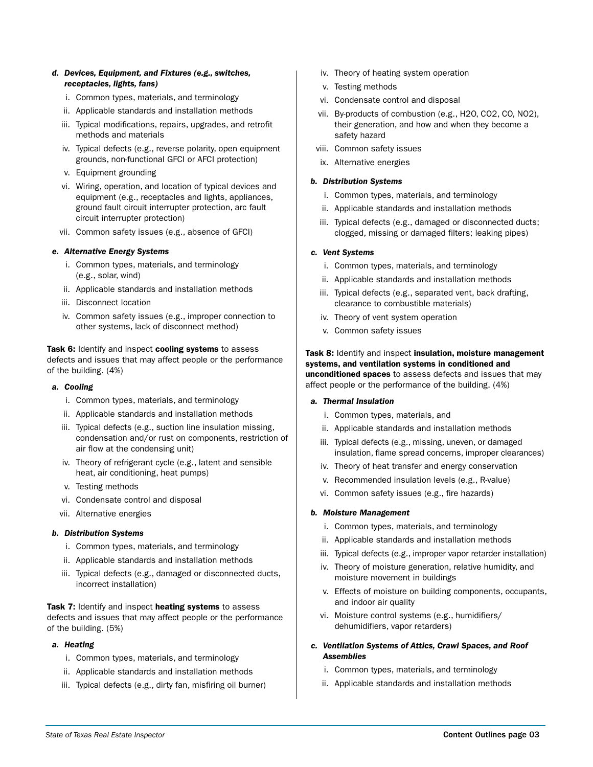*d. **Devices, Equipment, and Fixtures (e.g., switches, receptacles, lights, fans)***

i. Common types, materials, and terminology
ii. Applicable standards and installation methods
iii. Typical modifications, repairs, upgrades, and retrofit methods and materials
iv. Typical defects (e.g., reverse polarity, open equipment grounds, non-functional GFCI or AFCI protection)
v. Equipment grounding
vi. Wiring, operation, and location of typical devices and equipment (e.g., receptacles and lights, appliances, ground fault circuit interrupter protection, arc fault circuit interrupter protection)
vii. Common safety issues (e.g., absence of GFCI)

*e. **Alternative Energy Systems***

i. Common types, materials, and terminology (e.g., solar, wind)
ii. Applicable standards and installation methods
iii. Disconnect location
iv. Common safety issues (e.g., improper connection to other systems, lack of disconnect method)

**Task 6:** Identify and inspect **cooling systems** to assess defects and issues that may affect people or the performance of the building. (4%)

*a. **Cooling***

i. Common types, materials, and terminology
ii. Applicable standards and installation methods
iii. Typical defects (e.g., suction line insulation missing, condensation and/or rust on components, restriction of air flow at the condensing unit)
iv. Theory of refrigerant cycle (e.g., latent and sensible heat, air conditioning, heat pumps)
v. Testing methods
vi. Condensate control and disposal
vii. Alternative energies

*b. **Distribution Systems***

i. Common types, materials, and terminology
ii. Applicable standards and installation methods
iii. Typical defects (e.g., damaged or disconnected ducts, incorrect installation)

**Task 7:** Identify and inspect **heating systems** to assess defects and issues that may affect people or the performance of the building. (5%)

*a. **Heating***

i. Common types, materials, and terminology
ii. Applicable standards and installation methods
iii. Typical defects (e.g., dirty fan, misfiring oil burner)
iv. Theory of heating system operation
v. Testing methods
vi. Condensate control and disposal
vii. By-products of combustion (e.g., $H_2O$, $CO_2$, CO, $NO_2$), their generation, and how and when they become a safety hazard
viii. Common safety issues
ix. Alternative energies

*b. **Distribution Systems***

i. Common types, materials, and terminology
ii. Applicable standards and installation methods
iii. Typical defects (e.g., damaged or disconnected ducts; clogged, missing or damaged filters; leaking pipes)

*c. **Vent Systems***

i. Common types, materials, and terminology
ii. Applicable standards and installation methods
iii. Typical defects (e.g., separated vent, back drafting, clearance to combustible materials)
iv. Theory of vent system operation
v. Common safety issues

**Task 8:** Identify and inspect **insulation, moisture management systems, and ventilation systems in conditioned and unconditioned spaces** to assess defects and issues that may affect people or the performance of the building. (4%)

*a. **Thermal Insulation***

i. Common types, materials, and
ii. Applicable standards and installation methods
iii. Typical defects (e.g., missing, uneven, or damaged insulation, flame spread concerns, improper clearances)
iv. Theory of heat transfer and energy conservation
v. Recommended insulation levels (e.g., R-value)
vi. Common safety issues (e.g., fire hazards)

*b. **Moisture Management***

i. Common types, materials, and terminology
ii. Applicable standards and installation methods
iii. Typical defects (e.g., improper vapor retarder installation)
iv. Theory of moisture generation, relative humidity, and moisture movement in buildings
v. Effects of moisture on building components, occupants, and indoor air quality
vi. Moisture control systems (e.g., humidifiers/dehumidifiers, vapor retarders)

*c. **Ventilation Systems of Attics, Crawl Spaces, and Roof Assemblies***

i. Common types, materials, and terminology
ii. Applicable standards and installation methods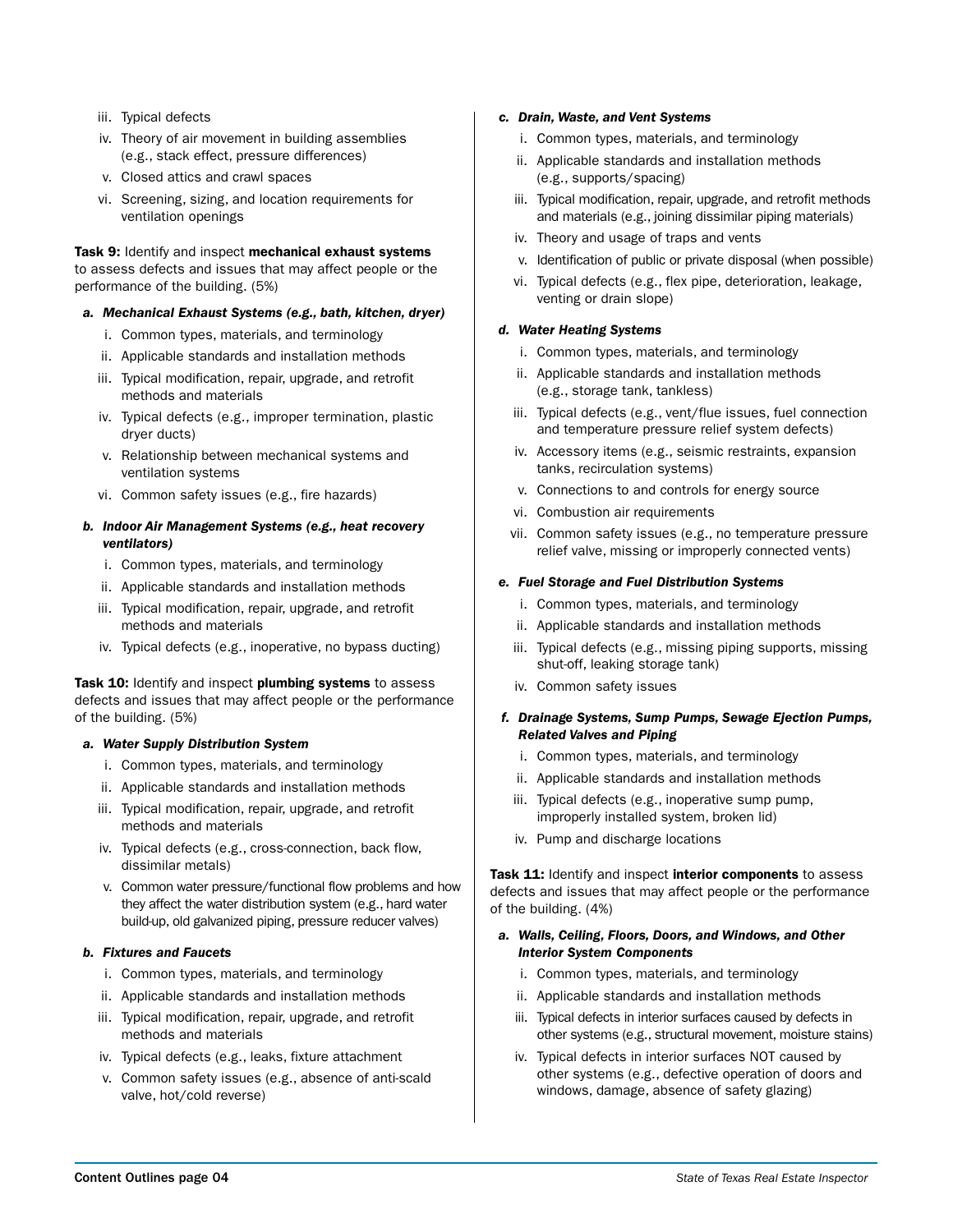iii. Typical defects
iv. Theory of air movement in building assemblies (e.g., stack effect, pressure differences)
v. Closed attics and crawl spaces
vi. Screening, sizing, and location requirements for ventilation openings

**Task 9:** Identify and inspect **mechanical exhaust systems** to assess defects and issues that may affect people or the performance of the building. (5%)

***a. Mechanical Exhaust Systems (e.g., bath, kitchen, dryer)***

i. Common types, materials, and terminology
ii. Applicable standards and installation methods
iii. Typical modification, repair, upgrade, and retrofit methods and materials
iv. Typical defects (e.g., improper termination, plastic dryer ducts)
v. Relationship between mechanical systems and ventilation systems
vi. Common safety issues (e.g., fire hazards)

***b. Indoor Air Management Systems (e.g., heat recovery ventilators)***

i. Common types, materials, and terminology
ii. Applicable standards and installation methods
iii. Typical modification, repair, upgrade, and retrofit methods and materials
iv. Typical defects (e.g., inoperative, no bypass ducting)

**Task 10:** Identify and inspect **plumbing systems** to assess defects and issues that may affect people or the performance of the building. (5%)

***a. Water Supply Distribution System***

i. Common types, materials, and terminology
ii. Applicable standards and installation methods
iii. Typical modification, repair, upgrade, and retrofit methods and materials
iv. Typical defects (e.g., cross-connection, back flow, dissimilar metals)
v. Common water pressure/functional flow problems and how they affect the water distribution system (e.g., hard water build-up, old galvanized piping, pressure reducer valves)

***b. Fixtures and Faucets***

i. Common types, materials, and terminology
ii. Applicable standards and installation methods
iii. Typical modification, repair, upgrade, and retrofit methods and materials
iv. Typical defects (e.g., leaks, fixture attachment
v. Common safety issues (e.g., absence of anti-scald valve, hot/cold reverse)

***c. Drain, Waste, and Vent Systems***

i. Common types, materials, and terminology
ii. Applicable standards and installation methods (e.g., supports/spacing)
iii. Typical modification, repair, upgrade, and retrofit methods and materials (e.g., joining dissimilar piping materials)
iv. Theory and usage of traps and vents
v. Identification of public or private disposal (when possible)
vi. Typical defects (e.g., flex pipe, deterioration, leakage, venting or drain slope)

***d. Water Heating Systems***

i. Common types, materials, and terminology
ii. Applicable standards and installation methods (e.g., storage tank, tankless)
iii. Typical defects (e.g., vent/flue issues, fuel connection and temperature pressure relief system defects)
iv. Accessory items (e.g., seismic restraints, expansion tanks, recirculation systems)
v. Connections to and controls for energy source
vi. Combustion air requirements
vii. Common safety issues (e.g., no temperature pressure relief valve, missing or improperly connected vents)

***e. Fuel Storage and Fuel Distribution Systems***

i. Common types, materials, and terminology
ii. Applicable standards and installation methods
iii. Typical defects (e.g., missing piping supports, missing shut-off, leaking storage tank)
iv. Common safety issues

***f. Drainage Systems, Sump Pumps, Sewage Ejection Pumps, Related Valves and Piping***

i. Common types, materials, and terminology
ii. Applicable standards and installation methods
iii. Typical defects (e.g., inoperative sump pump, improperly installed system, broken lid)
iv. Pump and discharge locations

**Task 11:** Identify and inspect **interior components** to assess defects and issues that may affect people or the performance of the building. (4%)

***a. Walls, Ceiling, Floors, Doors, and Windows, and Other Interior System Components***

i. Common types, materials, and terminology
ii. Applicable standards and installation methods
iii. Typical defects in interior surfaces caused by defects in other systems (e.g., structural movement, moisture stains)
iv. Typical defects in interior surfaces NOT caused by other systems (e.g., defective operation of doors and windows, damage, absence of safety glazing)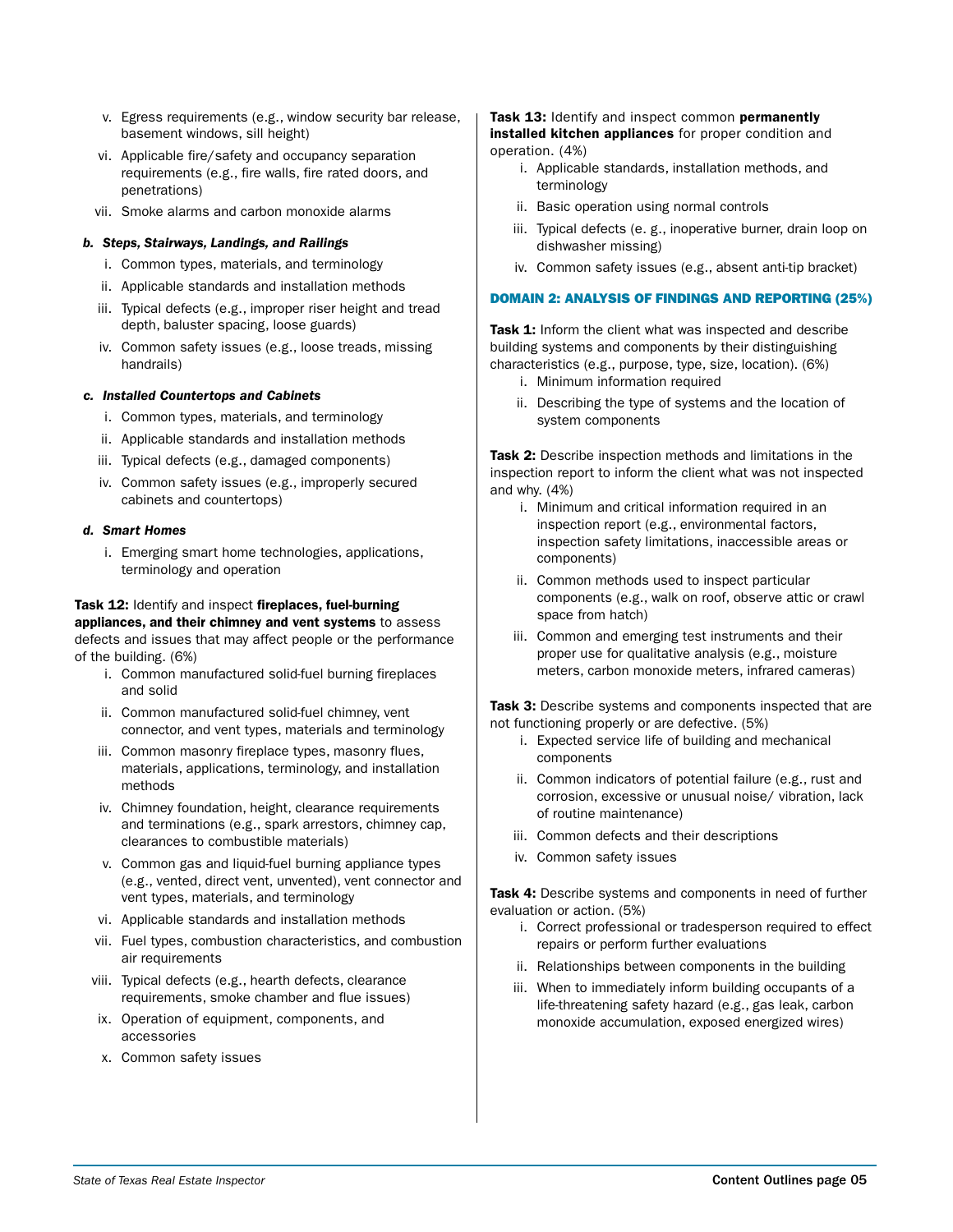v. Egress requirements (e.g., window security bar release, basement windows, sill height)

vi. Applicable fire/safety and occupancy separation requirements (e.g., fire walls, fire rated doors, and penetrations)

vii. Smoke alarms and carbon monoxide alarms

***b. Steps, Stairways, Landings, and Railings***

i. Common types, materials, and terminology

ii. Applicable standards and installation methods

iii. Typical defects (e.g., improper riser height and tread depth, baluster spacing, loose guards)

iv. Common safety issues (e.g., loose treads, missing handrails)

***c. Installed Countertops and Cabinets***

i. Common types, materials, and terminology

ii. Applicable standards and installation methods

iii. Typical defects (e.g., damaged components)

iv. Common safety issues (e.g., improperly secured cabinets and countertops)

***d. Smart Homes***

i. Emerging smart home technologies, applications, terminology and operation

**Task 12:** Identify and inspect **fireplaces, fuel-burning appliances, and their chimney and vent systems** to assess defects and issues that may affect people or the performance of the building. (6%)

i. Common manufactured solid-fuel burning fireplaces and solid

ii. Common manufactured solid-fuel chimney, vent connector, and vent types, materials and terminology

iii. Common masonry fireplace types, masonry flues, materials, applications, terminology, and installation methods

iv. Chimney foundation, height, clearance requirements and terminations (e.g., spark arrestors, chimney cap, clearances to combustible materials)

v. Common gas and liquid-fuel burning appliance types (e.g., vented, direct vent, unvented), vent connector and vent types, materials, and terminology

vi. Applicable standards and installation methods

vii. Fuel types, combustion characteristics, and combustion air requirements

viii. Typical defects (e.g., hearth defects, clearance requirements, smoke chamber and flue issues)

ix. Operation of equipment, components, and accessories

x. Common safety issues

**Task 13:** Identify and inspect common **permanently installed kitchen appliances** for proper condition and operation. (4%)

i. Applicable standards, installation methods, and terminology

ii. Basic operation using normal controls

iii. Typical defects (e. g., inoperative burner, drain loop on dishwasher missing)

iv. Common safety issues (e.g., absent anti-tip bracket)

## DOMAIN 2: ANALYSIS OF FINDINGS AND REPORTING (25%)

**Task 1:** Inform the client what was inspected and describe building systems and components by their distinguishing characteristics (e.g., purpose, type, size, location). (6%)

i. Minimum information required

ii. Describing the type of systems and the location of system components

**Task 2:** Describe inspection methods and limitations in the inspection report to inform the client what was not inspected and why. (4%)

i. Minimum and critical information required in an inspection report (e.g., environmental factors, inspection safety limitations, inaccessible areas or components)

ii. Common methods used to inspect particular components (e.g., walk on roof, observe attic or crawl space from hatch)

iii. Common and emerging test instruments and their proper use for qualitative analysis (e.g., moisture meters, carbon monoxide meters, infrared cameras)

**Task 3:** Describe systems and components inspected that are not functioning properly or are defective. (5%)

i. Expected service life of building and mechanical components

ii. Common indicators of potential failure (e.g., rust and corrosion, excessive or unusual noise/ vibration, lack of routine maintenance)

iii. Common defects and their descriptions

iv. Common safety issues

**Task 4:** Describe systems and components in need of further evaluation or action. (5%)

i. Correct professional or tradesperson required to effect repairs or perform further evaluations

ii. Relationships between components in the building

iii. When to immediately inform building occupants of a life-threatening safety hazard (e.g., gas leak, carbon monoxide accumulation, exposed energized wires)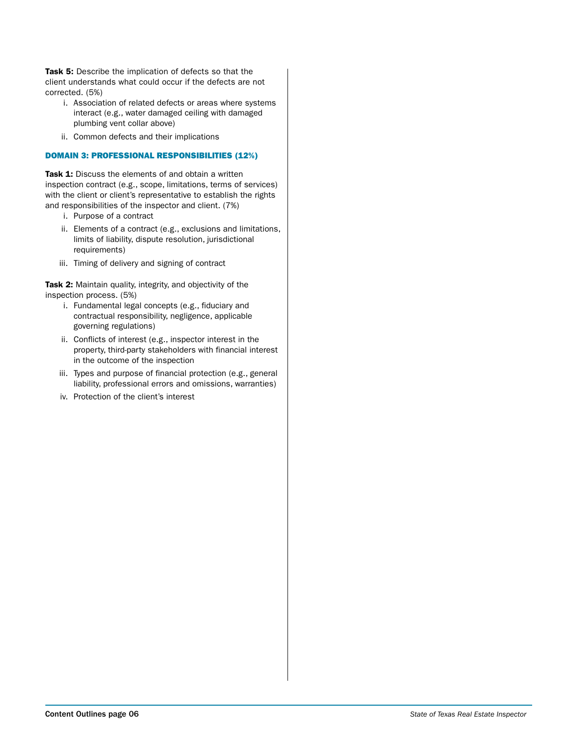**Task 5:** Describe the implication of defects so that the client understands what could occur if the defects are not corrected. (5%)

i. Association of related defects or areas where systems interact (e.g., water damaged ceiling with damaged plumbing vent collar above)
ii. Common defects and their implications

## DOMAIN 3: PROFESSIONAL RESPONSIBILITIES (12%)

**Task 1:** Discuss the elements of and obtain a written inspection contract (e.g., scope, limitations, terms of services) with the client or client's representative to establish the rights and responsibilities of the inspector and client. (7%)

i. Purpose of a contract
ii. Elements of a contract (e.g., exclusions and limitations, limits of liability, dispute resolution, jurisdictional requirements)
iii. Timing of delivery and signing of contract

**Task 2:** Maintain quality, integrity, and objectivity of the inspection process. (5%)

i. Fundamental legal concepts (e.g., fiduciary and contractual responsibility, negligence, applicable governing regulations)
ii. Conflicts of interest (e.g., inspector interest in the property, third-party stakeholders with financial interest in the outcome of the inspection
iii. Types and purpose of financial protection (e.g., general liability, professional errors and omissions, warranties)
iv. Protection of the client's interest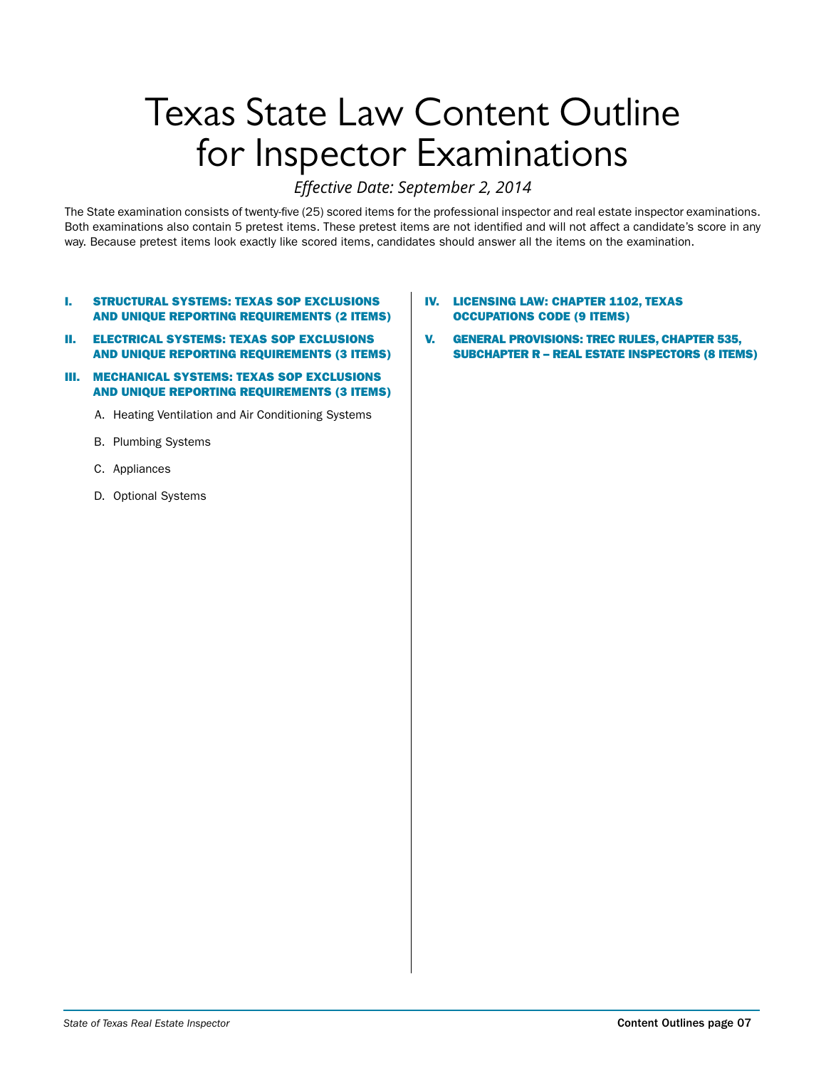# Texas State Law Content Outline for Inspector Examinations

*Effective Date: September 2, 2014*

The State examination consists of twenty-five (25) scored items for the professional inspector and real estate inspector examinations. Both examinations also contain 5 pretest items. These pretest items are not identified and will not affect a candidate's score in any way. Because pretest items look exactly like scored items, candidates should answer all the items on the examination.

**I. STRUCTURAL SYSTEMS: TEXAS SOP EXCLUSIONS AND UNIQUE REPORTING REQUIREMENTS (2 ITEMS)**

**II. ELECTRICAL SYSTEMS: TEXAS SOP EXCLUSIONS AND UNIQUE REPORTING REQUIREMENTS (3 ITEMS)**

**III. MECHANICAL SYSTEMS: TEXAS SOP EXCLUSIONS AND UNIQUE REPORTING REQUIREMENTS (3 ITEMS)**

A. Heating Ventilation and Air Conditioning Systems

B. Plumbing Systems

C. Appliances

D. Optional Systems

**IV. LICENSING LAW: CHAPTER 1102, TEXAS OCCUPATIONS CODE (9 ITEMS)**

**V. GENERAL PROVISIONS: TREC RULES, CHAPTER 535, SUBCHAPTER R – REAL ESTATE INSPECTORS (8 ITEMS)**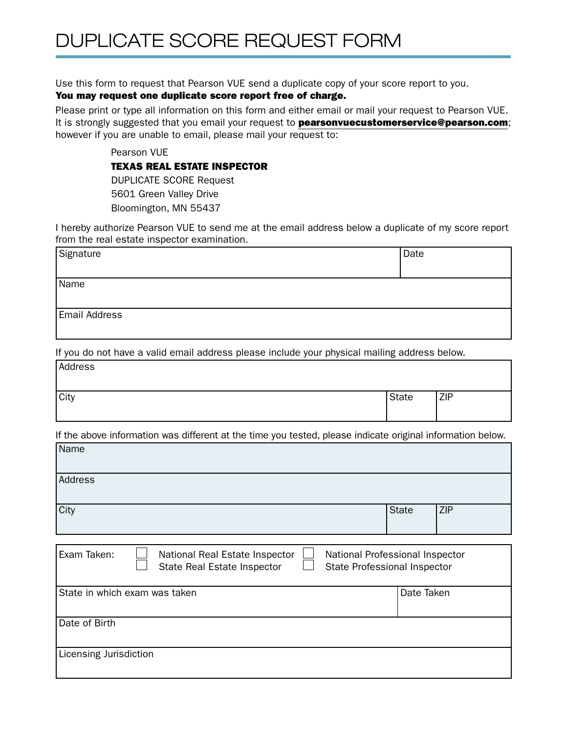# DUPLICATE SCORE REQUEST FORM

Use this form to request that Pearson VUE send a duplicate copy of your score report to you.
**You may request one duplicate score report free of charge.**

Please print or type all information on this form and either email or mail your request to Pearson VUE. It is strongly suggested that you email your request to **pearsonvuecustomerservice@pearson.com**; however if you are unable to email, please mail your request to:

> Pearson VUE
> **TEXAS REAL ESTATE INSPECTOR**
> DUPLICATE SCORE Request
> 5601 Green Valley Drive
> Bloomington, MN 55437

I hereby authorize Pearson VUE to send me at the email address below a duplicate of my score report from the real estate inspector examination.

| Signature | Date |
|---|---|
| Name | |
| Email Address | |

If you do not have a valid email address please include your physical mailing address below.

| Address | | |
|---|---|---|
| City | State | ZIP |

If the above information was different at the time you tested, please indicate original information below.

| Name | | |
|---|---|---|
| Address | | |
| City | State | ZIP |

| Exam Taken: | ☐ National Real Estate Inspector<br>☐ State Real Estate Inspector | ☐ National Professional Inspector<br>☐ State Professional Inspector |
|---|---|---|
| State in which exam was taken | | Date Taken |
| Date of Birth | | |
| Licensing Jurisdiction | | |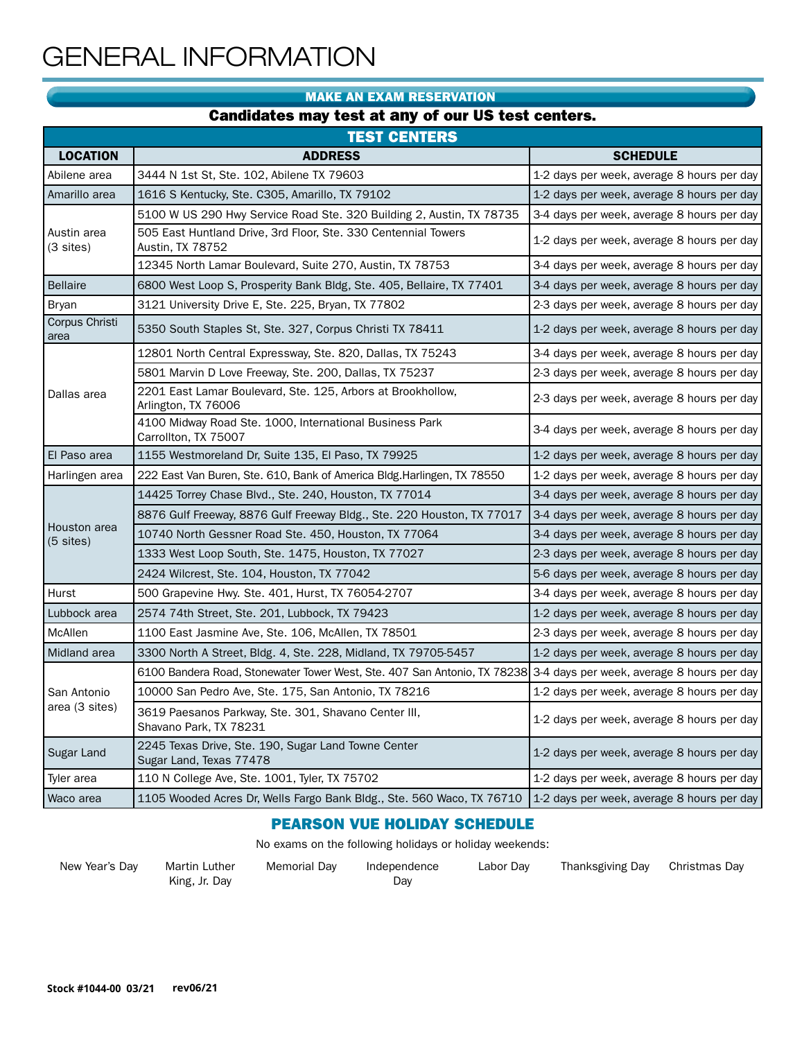# GENERAL INFORMATION

## MAKE AN EXAM RESERVATION

**Candidates may test at any of our US test centers.**

| TEST CENTERS | | |
|---|---|---|
| **LOCATION** | **ADDRESS** | **SCHEDULE** |
| Abilene area | 3444 N 1st St, Ste. 102, Abilene TX 79603 | 1-2 days per week, average 8 hours per day |
| Amarillo area | 1616 S Kentucky, Ste. C305, Amarillo, TX 79102 | 1-2 days per week, average 8 hours per day |
| Austin area (3 sites) | 5100 W US 290 Hwy Service Road Ste. 320 Building 2, Austin, TX 78735 | 3-4 days per week, average 8 hours per day |
| | 505 East Huntland Drive, 3rd Floor, Ste. 330 Centennial Towers Austin, TX 78752 | 1-2 days per week, average 8 hours per day |
| | 12345 North Lamar Boulevard, Suite 270, Austin, TX 78753 | 3-4 days per week, average 8 hours per day |
| Bellaire | 6800 West Loop S, Prosperity Bank Bldg, Ste. 405, Bellaire, TX 77401 | 3-4 days per week, average 8 hours per day |
| Bryan | 3121 University Drive E, Ste. 225, Bryan, TX 77802 | 2-3 days per week, average 8 hours per day |
| Corpus Christi area | 5350 South Staples St, Ste. 327, Corpus Christi TX 78411 | 1-2 days per week, average 8 hours per day |
| Dallas area | 12801 North Central Expressway, Ste. 820, Dallas, TX 75243 | 3-4 days per week, average 8 hours per day |
| | 5801 Marvin D Love Freeway, Ste. 200, Dallas, TX 75237 | 2-3 days per week, average 8 hours per day |
| | 2201 East Lamar Boulevard, Ste. 125, Arbors at Brookhollow, Arlington, TX 76006 | 2-3 days per week, average 8 hours per day |
| | 4100 Midway Road Ste. 1000, International Business Park Carrollton, TX 75007 | 3-4 days per week, average 8 hours per day |
| El Paso area | 1155 Westmoreland Dr, Suite 135, El Paso, TX 79925 | 1-2 days per week, average 8 hours per day |
| Harlingen area | 222 East Van Buren, Ste. 610, Bank of America Bldg.Harlingen, TX 78550 | 1-2 days per week, average 8 hours per day |
| Houston area (5 sites) | 14425 Torrey Chase Blvd., Ste. 240, Houston, TX 77014 | 3-4 days per week, average 8 hours per day |
| | 8876 Gulf Freeway, 8876 Gulf Freeway Bldg., Ste. 220 Houston, TX 77017 | 3-4 days per week, average 8 hours per day |
| | 10740 North Gessner Road Ste. 450, Houston, TX 77064 | 3-4 days per week, average 8 hours per day |
| | 1333 West Loop South, Ste. 1475, Houston, TX 77027 | 2-3 days per week, average 8 hours per day |
| | 2424 Wilcrest, Ste. 104, Houston, TX 77042 | 5-6 days per week, average 8 hours per day |
| Hurst | 500 Grapevine Hwy. Ste. 401, Hurst, TX 76054-2707 | 3-4 days per week, average 8 hours per day |
| Lubbock area | 2574 74th Street, Ste. 201, Lubbock, TX 79423 | 1-2 days per week, average 8 hours per day |
| McAllen | 1100 East Jasmine Ave, Ste. 106, McAllen, TX 78501 | 2-3 days per week, average 8 hours per day |
| Midland area | 3300 North A Street, Bldg. 4, Ste. 228, Midland, TX 79705-5457 | 1-2 days per week, average 8 hours per day |
| San Antonio area (3 sites) | 6100 Bandera Road, Stonewater Tower West, Ste. 407 San Antonio, TX 78238 | 3-4 days per week, average 8 hours per day |
| | 10000 San Pedro Ave, Ste. 175, San Antonio, TX 78216 | 1-2 days per week, average 8 hours per day |
| | 3619 Paesanos Parkway, Ste. 301, Shavano Center III, Shavano Park, TX 78231 | 1-2 days per week, average 8 hours per day |
| Sugar Land | 2245 Texas Drive, Ste. 190, Sugar Land Towne Center Sugar Land, Texas 77478 | 1-2 days per week, average 8 hours per day |
| Tyler area | 110 N College Ave, Ste. 1001, Tyler, TX 75702 | 1-2 days per week, average 8 hours per day |
| Waco area | 1105 Wooded Acres Dr, Wells Fargo Bank Bldg., Ste. 560 Waco, TX 76710 | 1-2 days per week, average 8 hours per day |

## PEARSON VUE HOLIDAY SCHEDULE

No exams on the following holidays or holiday weekends:

New Year's Day | Martin Luther King, Jr. Day | Memorial Day | Independence Day | Labor Day | Thanksgiving Day | Christmas Day

**Stock #1044-00 03/21 rev06/21**